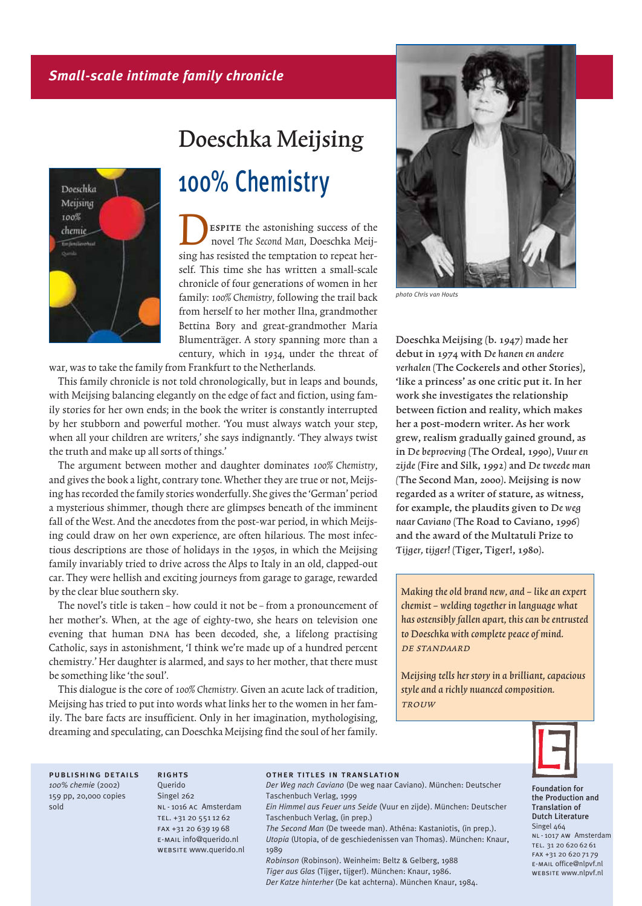***Small-scale intimate family chronicle***

# Doeschka Meijsing

## 100% Chemistry

Despite the astonishing success of the novel *The Second Man*, Doeschka Meijsing has resisted the temptation to repeat herself. This time she has written a small-scale chronicle of four generations of women in her family: *100% Chemistry*, following the trail back from herself to her mother Ilna, grandmother Bettina Bory and great-grandmother Maria Blumenträger. A story spanning more than a century, which in 1934, under the threat of war, was to take the family from Frankfurt to the Netherlands.

This family chronicle is not told chronologically, but in leaps and bounds, with Meijsing balancing elegantly on the edge of fact and fiction, using family stories for her own ends; in the book the writer is constantly interrupted by her stubborn and powerful mother. 'You must always watch your step, when all your children are writers,' she says indignantly. 'They always twist the truth and make up all sorts of things.'

The argument between mother and daughter dominates *100% Chemistry*, and gives the book a light, contrary tone. Whether they are true or not, Meijsing has recorded the family stories wonderfully. She gives the 'German' period a mysterious shimmer, though there are glimpses beneath of the imminent fall of the West. And the anecdotes from the post-war period, in which Meijsing could draw on her own experience, are often hilarious. The most infectious descriptions are those of holidays in the 1950s, in which the Meijsing family invariably tried to drive across the Alps to Italy in an old, clapped-out car. They were hellish and exciting journeys from garage to garage, rewarded by the clear blue southern sky.

The novel's title is taken – how could it not be – from a pronouncement of her mother's. When, at the age of eighty-two, she hears on television one evening that human DNA has been decoded, she, a lifelong practising Catholic, says in astonishment, 'I think we're made up of a hundred percent chemistry.' Her daughter is alarmed, and says to her mother, that there must be something like 'the soul'.

This dialogue is the core of *100% Chemistry*. Given an acute lack of tradition, Meijsing has tried to put into words what links her to the women in her family. The bare facts are insufficient. Only in her imagination, mythologising, dreaming and speculating, can Doeschka Meijsing find the soul of her family.

*photo Chris van Houts*

**Doeschka Meijsing (b. 1947) made her debut in 1974 with *De hanen en andere verhalen* (The Cockerels and other Stories), 'like a princess' as one critic put it. In her work she investigates the relationship between fiction and reality, which makes her a post-modern writer. As her work grew, realism gradually gained ground, as in *De beproeving* (The Ordeal, 1990), *Vuur en zijde* (Fire and Silk, 1992) and *De tweede man* (The Second Man, 2000). Meijsing is now regarded as a writer of stature, as witness, for example, the plaudits given to *De weg naar Caviano* (The Road to Caviano, 1996) and the award of the Multatuli Prize to *Tijger, tijger!* (Tiger, Tiger!, 1980).**

*Making the old brand new, and – like an expert chemist – welding together in language what has ostensibly fallen apart, this can be entrusted to Doeschka with complete peace of mind.*
*DE STANDAARD*

*Meijsing tells her story in a brilliant, capacious style and a richly nuanced composition.*
*TROUW*

**PUBLISHING DETAILS**
*100% chemie* (2002)
159 pp, 20,000 copies sold

**RIGHTS**
Querido
Singel 262
NL - 1016 AC Amsterdam
TEL. +31 20 551 12 62
FAX +31 20 639 19 68
E-MAIL info@querido.nl
WEBSITE www.querido.nl

**OTHER TITLES IN TRANSLATION**
*Der Weg nach Caviano* (De weg naar Caviano). München: Deutscher Taschenbuch Verlag, 1999
*Ein Himmel aus Feuer uns Seide* (Vuur en zijde). München: Deutscher Taschenbuch Verlag, (in prep.)
*The Second Man* (De tweede man). Athéna: Kastaniotis, (in prep.).
*Utopia* (Utopia, of de geschiedenissen van Thomas). München: Knaur, 1989
*Robinson* (Robinson). Weinheim: Beltz & Gelberg, 1988
*Tiger aus Glas* (Tijger, tijger!). München: Knaur, 1986.
*Der Katze hinterher* (De kat achterna). München Knaur, 1984.

**Foundation for the Production and Translation of Dutch Literature**
Singel 464
NL - 1017 AW Amsterdam
TEL. 31 20 620 62 61
FAX +31 20 620 71 79
E-MAIL office@nlpvf.nl
WEBSITE www.nlpvf.nl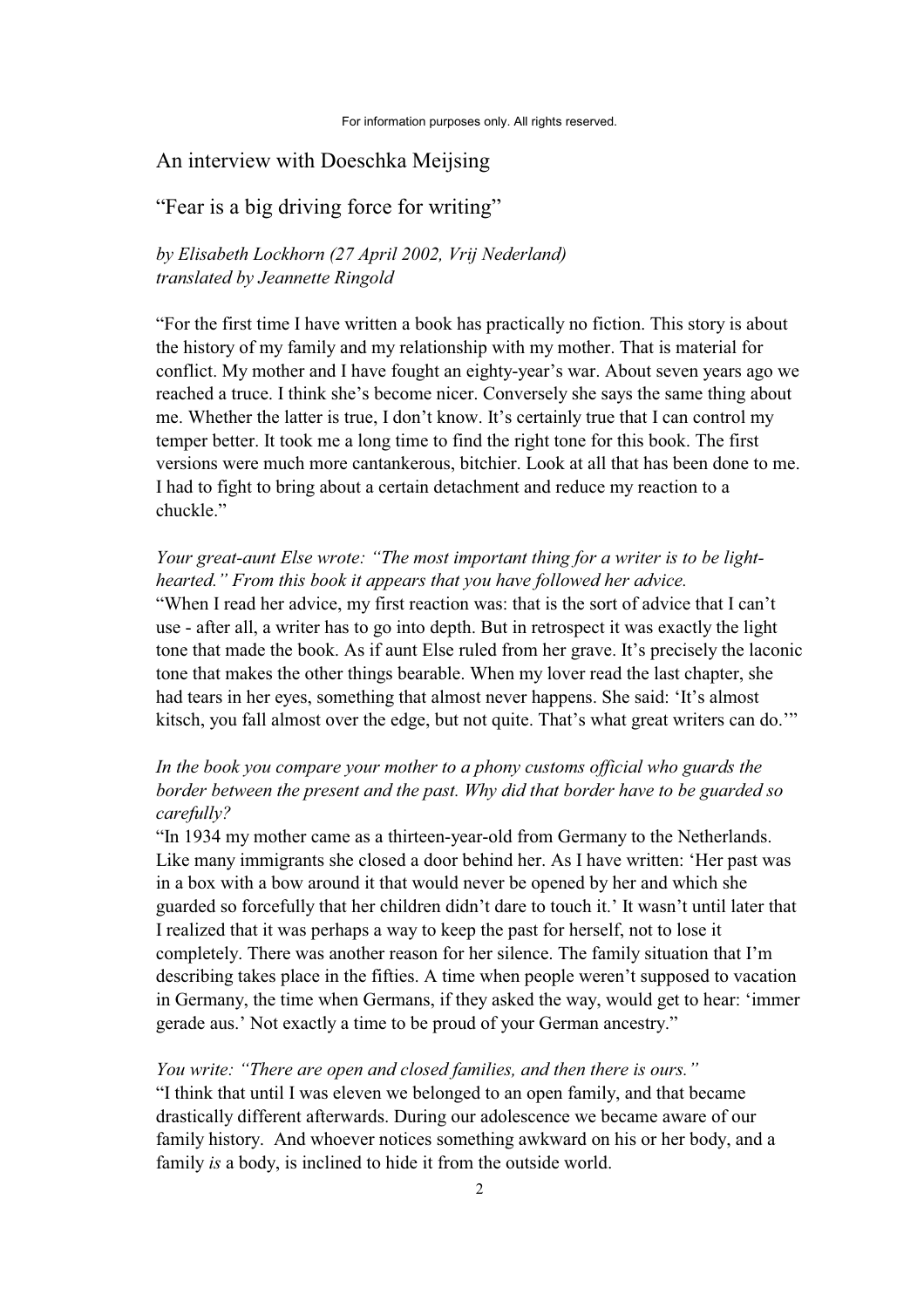For information purposes only. All rights reserved.

## An interview with Doeschka Meijsing

## "Fear is a big driving force for writing"

*by Elisabeth Lockhorn (27 April 2002, Vrij Nederland)*
*translated by Jeannette Ringold*

"For the first time I have written a book has practically no fiction. This story is about the history of my family and my relationship with my mother. That is material for conflict. My mother and I have fought an eighty-year's war. About seven years ago we reached a truce. I think she's become nicer. Conversely she says the same thing about me. Whether the latter is true, I don't know. It's certainly true that I can control my temper better. It took me a long time to find the right tone for this book. The first versions were much more cantankerous, bitchier. Look at all that has been done to me. I had to fight to bring about a certain detachment and reduce my reaction to a chuckle."

*Your great-aunt Else wrote: "The most important thing for a writer is to be light-hearted." From this book it appears that you have followed her advice.*
"When I read her advice, my first reaction was: that is the sort of advice that I can't use - after all, a writer has to go into depth. But in retrospect it was exactly the light tone that made the book. As if aunt Else ruled from her grave. It's precisely the laconic tone that makes the other things bearable. When my lover read the last chapter, she had tears in her eyes, something that almost never happens. She said: 'It's almost kitsch, you fall almost over the edge, but not quite. That's what great writers can do.'"

*In the book you compare your mother to a phony customs official who guards the border between the present and the past. Why did that border have to be guarded so carefully?*
"In 1934 my mother came as a thirteen-year-old from Germany to the Netherlands. Like many immigrants she closed a door behind her. As I have written: 'Her past was in a box with a bow around it that would never be opened by her and which she guarded so forcefully that her children didn't dare to touch it.' It wasn't until later that I realized that it was perhaps a way to keep the past for herself, not to lose it completely. There was another reason for her silence. The family situation that I'm describing takes place in the fifties. A time when people weren't supposed to vacation in Germany, the time when Germans, if they asked the way, would get to hear: 'immer gerade aus.' Not exactly a time to be proud of your German ancestry."

*You write: "There are open and closed families, and then there is ours."*
"I think that until I was eleven we belonged to an open family, and that became drastically different afterwards. During our adolescence we became aware of our family history. And whoever notices something awkward on his or her body, and a family *is* a body, is inclined to hide it from the outside world.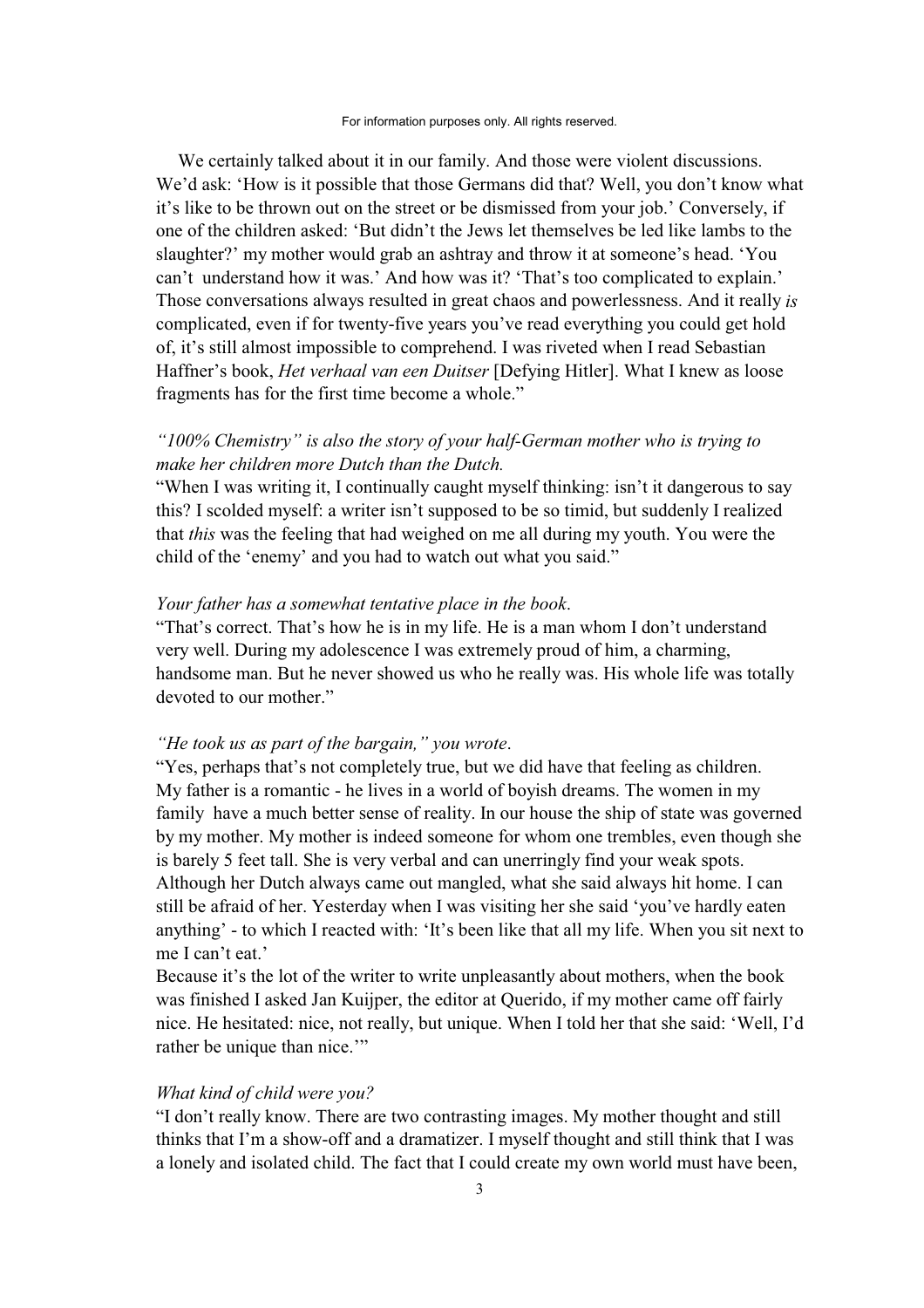We certainly talked about it in our family. And those were violent discussions. We'd ask: 'How is it possible that those Germans did that? Well, you don't know what it's like to be thrown out on the street or be dismissed from your job.' Conversely, if one of the children asked: 'But didn't the Jews let themselves be led like lambs to the slaughter?' my mother would grab an ashtray and throw it at someone's head. 'You can't understand how it was.' And how was it? 'That's too complicated to explain.' Those conversations always resulted in great chaos and powerlessness. And it really *is* complicated, even if for twenty-five years you've read everything you could get hold of, it's still almost impossible to comprehend. I was riveted when I read Sebastian Haffner's book, *Het verhaal van een Duitser* [Defying Hitler]. What I knew as loose fragments has for the first time become a whole."

*"100% Chemistry" is also the story of your half-German mother who is trying to make her children more Dutch than the Dutch.*

"When I was writing it, I continually caught myself thinking: isn't it dangerous to say this? I scolded myself: a writer isn't supposed to be so timid, but suddenly I realized that *this* was the feeling that had weighed on me all during my youth. You were the child of the 'enemy' and you had to watch out what you said."

*Your father has a somewhat tentative place in the book.*

"That's correct. That's how he is in my life. He is a man whom I don't understand very well. During my adolescence I was extremely proud of him, a charming, handsome man. But he never showed us who he really was. His whole life was totally devoted to our mother."

*"He took us as part of the bargain," you wrote.*

"Yes, perhaps that's not completely true, but we did have that feeling as children. My father is a romantic - he lives in a world of boyish dreams. The women in my family have a much better sense of reality. In our house the ship of state was governed by my mother. My mother is indeed someone for whom one trembles, even though she is barely 5 feet tall. She is very verbal and can unerringly find your weak spots. Although her Dutch always came out mangled, what she said always hit home. I can still be afraid of her. Yesterday when I was visiting her she said 'you've hardly eaten anything' - to which I reacted with: 'It's been like that all my life. When you sit next to me I can't eat.'

Because it's the lot of the writer to write unpleasantly about mothers, when the book was finished I asked Jan Kuijper, the editor at Querido, if my mother came off fairly nice. He hesitated: nice, not really, but unique. When I told her that she said: 'Well, I'd rather be unique than nice.'"

*What kind of child were you?*

"I don't really know. There are two contrasting images. My mother thought and still thinks that I'm a show-off and a dramatizer. I myself thought and still think that I was a lonely and isolated child. The fact that I could create my own world must have been,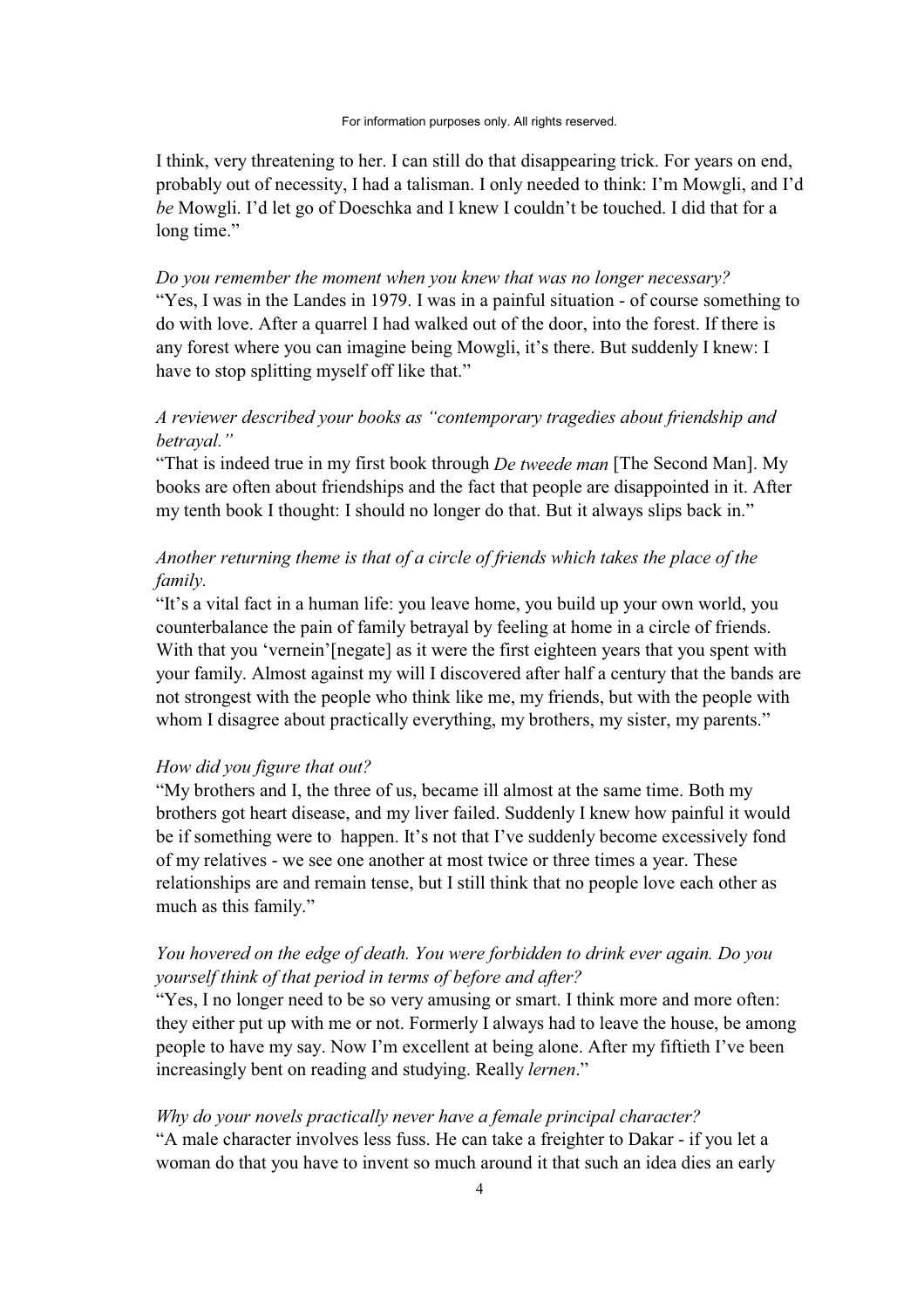I think, very threatening to her. I can still do that disappearing trick. For years on end, probably out of necessity, I had a talisman. I only needed to think: I'm Mowgli, and I'd *be* Mowgli. I'd let go of Doeschka and I knew I couldn't be touched. I did that for a long time."

*Do you remember the moment when you knew that was no longer necessary?*
"Yes, I was in the Landes in 1979. I was in a painful situation - of course something to do with love. After a quarrel I had walked out of the door, into the forest. If there is any forest where you can imagine being Mowgli, it's there. But suddenly I knew: I have to stop splitting myself off like that."

*A reviewer described your books as "contemporary tragedies about friendship and betrayal."*
"That is indeed true in my first book through *De tweede man* [The Second Man]. My books are often about friendships and the fact that people are disappointed in it. After my tenth book I thought: I should no longer do that. But it always slips back in."

*Another returning theme is that of a circle of friends which takes the place of the family.*
"It's a vital fact in a human life: you leave home, you build up your own world, you counterbalance the pain of family betrayal by feeling at home in a circle of friends. With that you 'vernein'[negate] as it were the first eighteen years that you spent with your family. Almost against my will I discovered after half a century that the bands are not strongest with the people who think like me, my friends, but with the people with whom I disagree about practically everything, my brothers, my sister, my parents."

*How did you figure that out?*
"My brothers and I, the three of us, became ill almost at the same time. Both my brothers got heart disease, and my liver failed. Suddenly I knew how painful it would be if something were to happen. It's not that I've suddenly become excessively fond of my relatives - we see one another at most twice or three times a year. These relationships are and remain tense, but I still think that no people love each other as much as this family."

*You hovered on the edge of death. You were forbidden to drink ever again. Do you yourself think of that period in terms of before and after?*
"Yes, I no longer need to be so very amusing or smart. I think more and more often: they either put up with me or not. Formerly I always had to leave the house, be among people to have my say. Now I'm excellent at being alone. After my fiftieth I've been increasingly bent on reading and studying. Really *lernen*."

*Why do your novels practically never have a female principal character?*
"A male character involves less fuss. He can take a freighter to Dakar - if you let a woman do that you have to invent so much around it that such an idea dies an early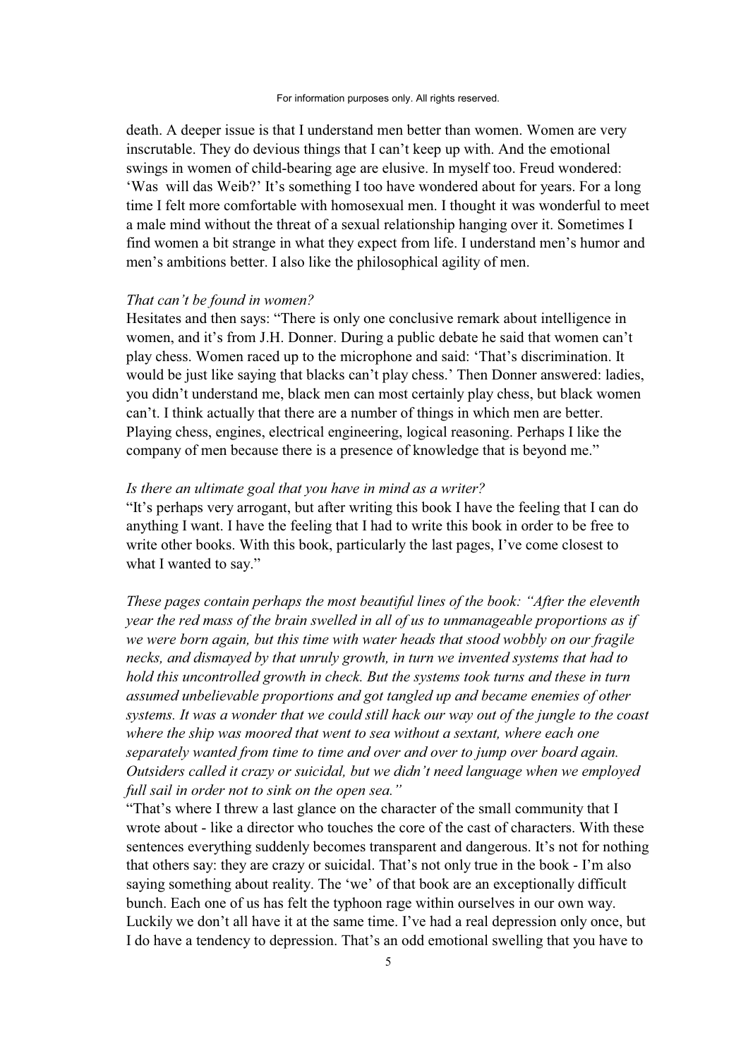death. A deeper issue is that I understand men better than women. Women are very inscrutable. They do devious things that I can't keep up with. And the emotional swings in women of child-bearing age are elusive. In myself too. Freud wondered: 'Was will das Weib?' It's something I too have wondered about for years. For a long time I felt more comfortable with homosexual men. I thought it was wonderful to meet a male mind without the threat of a sexual relationship hanging over it. Sometimes I find women a bit strange in what they expect from life. I understand men's humor and men's ambitions better. I also like the philosophical agility of men.

*That can't be found in women?*
Hesitates and then says: "There is only one conclusive remark about intelligence in women, and it's from J.H. Donner. During a public debate he said that women can't play chess. Women raced up to the microphone and said: 'That's discrimination. It would be just like saying that blacks can't play chess.' Then Donner answered: ladies, you didn't understand me, black men can most certainly play chess, but black women can't. I think actually that there are a number of things in which men are better. Playing chess, engines, electrical engineering, logical reasoning. Perhaps I like the company of men because there is a presence of knowledge that is beyond me."

*Is there an ultimate goal that you have in mind as a writer?*
"It's perhaps very arrogant, but after writing this book I have the feeling that I can do anything I want. I have the feeling that I had to write this book in order to be free to write other books. With this book, particularly the last pages, I've come closest to what I wanted to say."

*These pages contain perhaps the most beautiful lines of the book: "After the eleventh year the red mass of the brain swelled in all of us to unmanageable proportions as if we were born again, but this time with water heads that stood wobbly on our fragile necks, and dismayed by that unruly growth, in turn we invented systems that had to hold this uncontrolled growth in check. But the systems took turns and these in turn assumed unbelievable proportions and got tangled up and became enemies of other systems. It was a wonder that we could still hack our way out of the jungle to the coast where the ship was moored that went to sea without a sextant, where each one separately wanted from time to time and over and over to jump over board again. Outsiders called it crazy or suicidal, but we didn't need language when we employed full sail in order not to sink on the open sea."*
"That's where I threw a last glance on the character of the small community that I wrote about - like a director who touches the core of the cast of characters. With these sentences everything suddenly becomes transparent and dangerous. It's not for nothing that others say: they are crazy or suicidal. That's not only true in the book - I'm also saying something about reality. The 'we' of that book are an exceptionally difficult bunch. Each one of us has felt the typhoon rage within ourselves in our own way. Luckily we don't all have it at the same time. I've had a real depression only once, but I do have a tendency to depression. That's an odd emotional swelling that you have to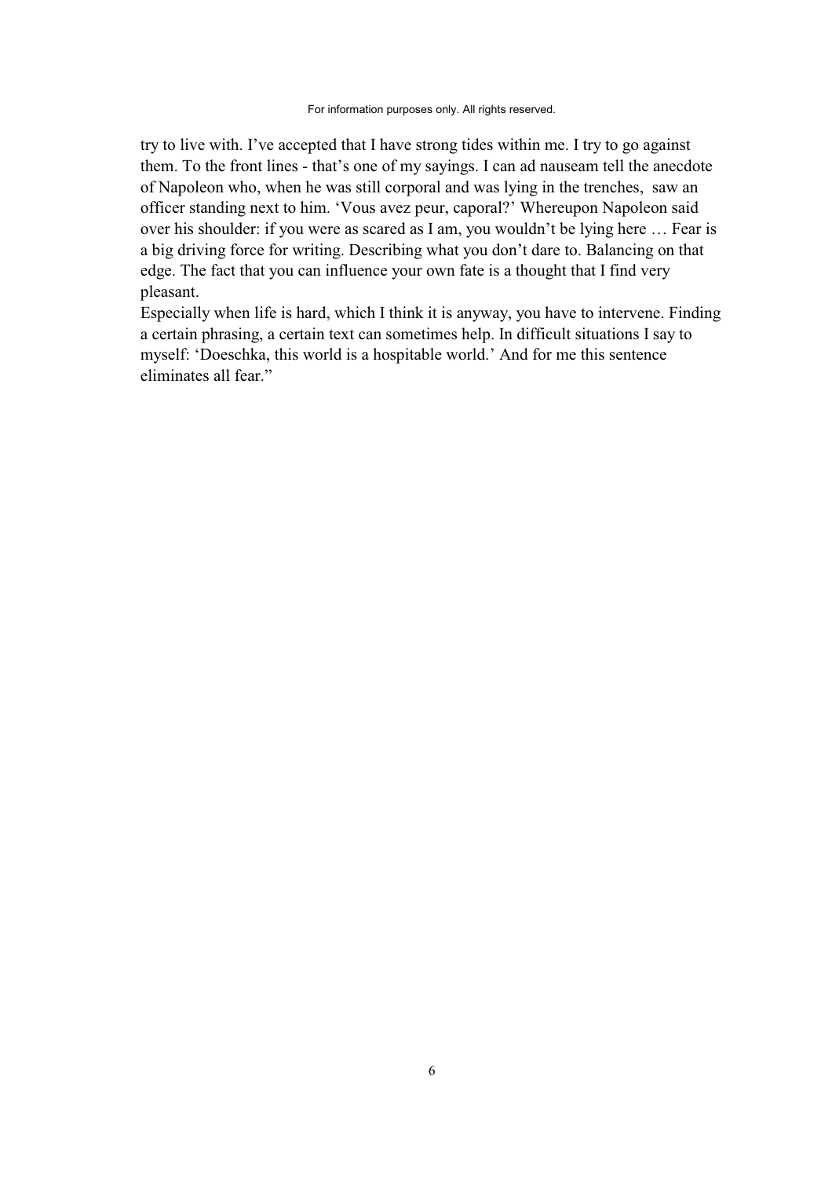try to live with. I've accepted that I have strong tides within me. I try to go against them. To the front lines - that's one of my sayings. I can ad nauseam tell the anecdote of Napoleon who, when he was still corporal and was lying in the trenches, saw an officer standing next to him. 'Vous avez peur, caporal?' Whereupon Napoleon said over his shoulder: if you were as scared as I am, you wouldn't be lying here … Fear is a big driving force for writing. Describing what you don't dare to. Balancing on that edge. The fact that you can influence your own fate is a thought that I find very pleasant.

Especially when life is hard, which I think it is anyway, you have to intervene. Finding a certain phrasing, a certain text can sometimes help. In difficult situations I say to myself: 'Doeschka, this world is a hospitable world.' And for me this sentence eliminates all fear."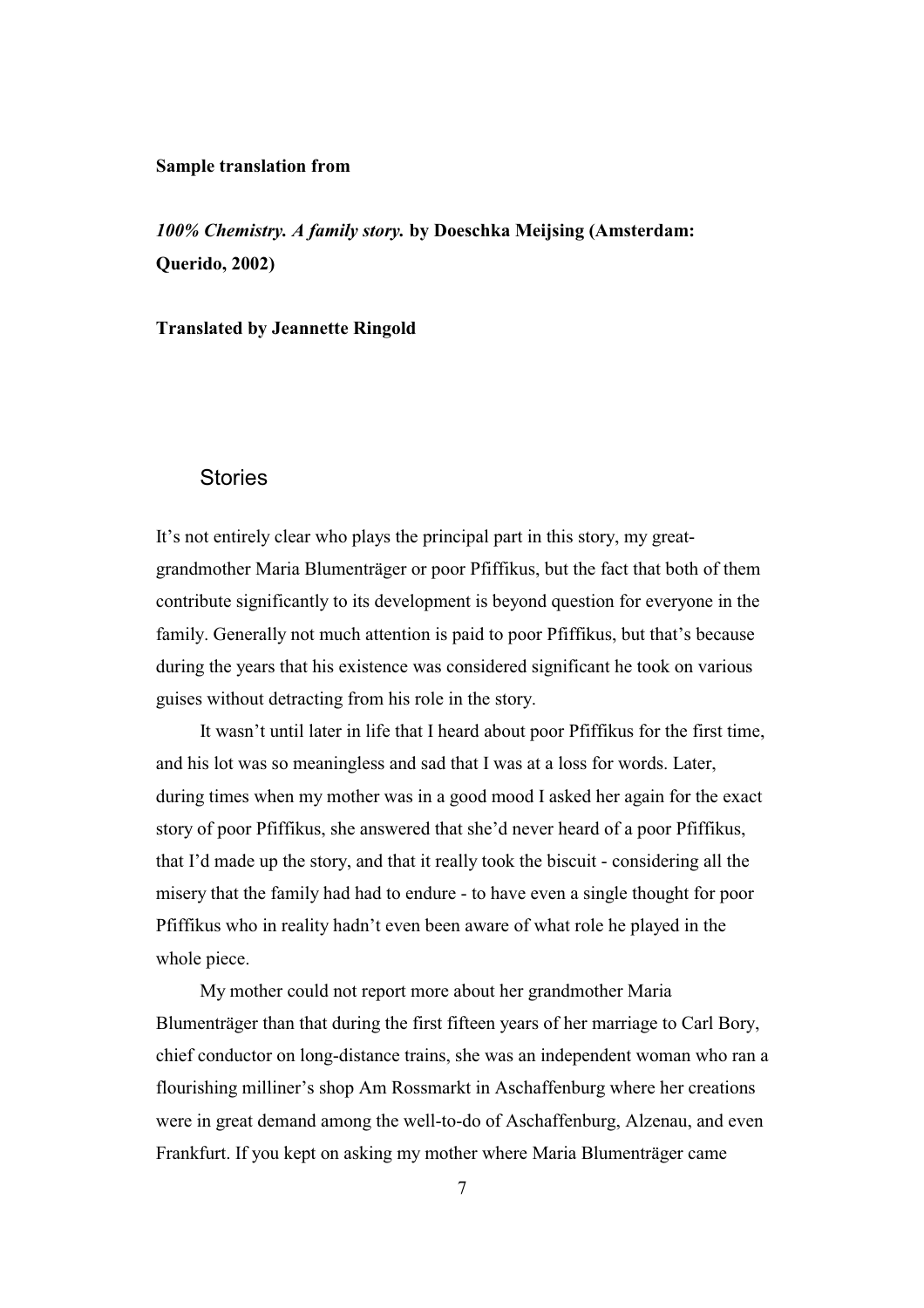**Sample translation from**

***100% Chemistry. A family story.* by Doeschka Meijsing (Amsterdam: Querido, 2002)**

**Translated by Jeannette Ringold**

## Stories

It's not entirely clear who plays the principal part in this story, my great-grandmother Maria Blumenträger or poor Pfiffikus, but the fact that both of them contribute significantly to its development is beyond question for everyone in the family. Generally not much attention is paid to poor Pfiffikus, but that's because during the years that his existence was considered significant he took on various guises without detracting from his role in the story.

It wasn't until later in life that I heard about poor Pfiffikus for the first time, and his lot was so meaningless and sad that I was at a loss for words. Later, during times when my mother was in a good mood I asked her again for the exact story of poor Pfiffikus, she answered that she'd never heard of a poor Pfiffikus, that I'd made up the story, and that it really took the biscuit - considering all the misery that the family had had to endure - to have even a single thought for poor Pfiffikus who in reality hadn't even been aware of what role he played in the whole piece.

My mother could not report more about her grandmother Maria Blumenträger than that during the first fifteen years of her marriage to Carl Bory, chief conductor on long-distance trains, she was an independent woman who ran a flourishing milliner's shop Am Rossmarkt in Aschaffenburg where her creations were in great demand among the well-to-do of Aschaffenburg, Alzenau, and even Frankfurt. If you kept on asking my mother where Maria Blumenträger came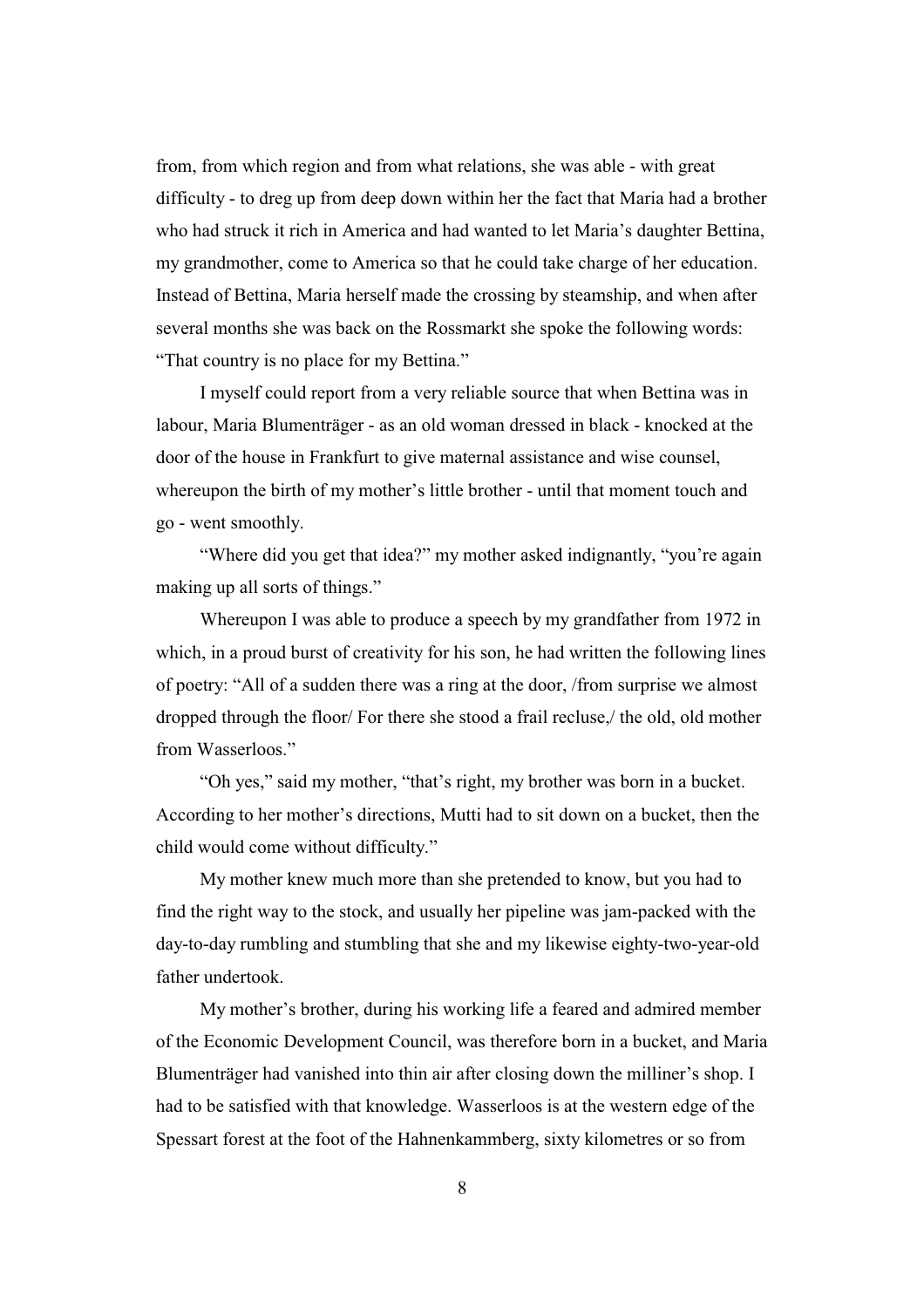from, from which region and from what relations, she was able - with great difficulty - to dreg up from deep down within her the fact that Maria had a brother who had struck it rich in America and had wanted to let Maria's daughter Bettina, my grandmother, come to America so that he could take charge of her education. Instead of Bettina, Maria herself made the crossing by steamship, and when after several months she was back on the Rossmarkt she spoke the following words: "That country is no place for my Bettina."

I myself could report from a very reliable source that when Bettina was in labour, Maria Blumenträger - as an old woman dressed in black - knocked at the door of the house in Frankfurt to give maternal assistance and wise counsel, whereupon the birth of my mother's little brother - until that moment touch and go - went smoothly.

"Where did you get that idea?" my mother asked indignantly, "you're again making up all sorts of things."

Whereupon I was able to produce a speech by my grandfather from 1972 in which, in a proud burst of creativity for his son, he had written the following lines of poetry: "All of a sudden there was a ring at the door, /from surprise we almost dropped through the floor/ For there she stood a frail recluse,/ the old, old mother from Wasserloos."

"Oh yes," said my mother, "that's right, my brother was born in a bucket. According to her mother's directions, Mutti had to sit down on a bucket, then the child would come without difficulty."

My mother knew much more than she pretended to know, but you had to find the right way to the stock, and usually her pipeline was jam-packed with the day-to-day rumbling and stumbling that she and my likewise eighty-two-year-old father undertook.

My mother's brother, during his working life a feared and admired member of the Economic Development Council, was therefore born in a bucket, and Maria Blumenträger had vanished into thin air after closing down the milliner's shop. I had to be satisfied with that knowledge. Wasserloos is at the western edge of the Spessart forest at the foot of the Hahnenkammberg, sixty kilometres or so from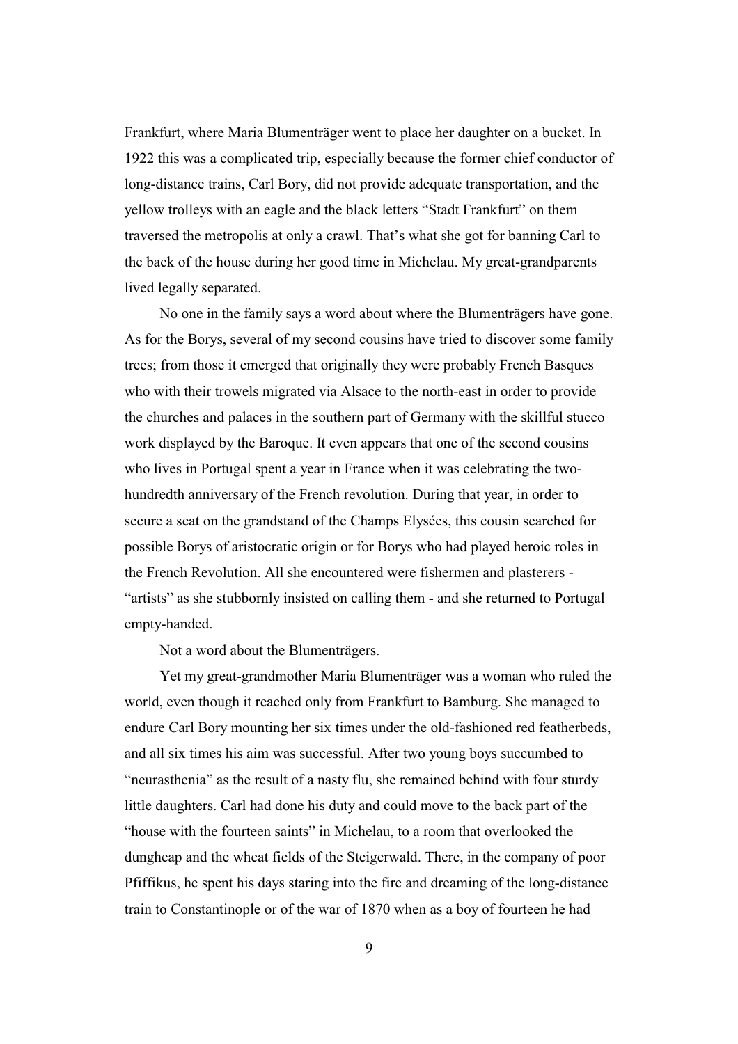Frankfurt, where Maria Blumenträger went to place her daughter on a bucket. In 1922 this was a complicated trip, especially because the former chief conductor of long-distance trains, Carl Bory, did not provide adequate transportation, and the yellow trolleys with an eagle and the black letters "Stadt Frankfurt" on them traversed the metropolis at only a crawl. That's what she got for banning Carl to the back of the house during her good time in Michelau. My great-grandparents lived legally separated.

No one in the family says a word about where the Blumenträgers have gone. As for the Borys, several of my second cousins have tried to discover some family trees; from those it emerged that originally they were probably French Basques who with their trowels migrated via Alsace to the north-east in order to provide the churches and palaces in the southern part of Germany with the skillful stucco work displayed by the Baroque. It even appears that one of the second cousins who lives in Portugal spent a year in France when it was celebrating the two-hundredth anniversary of the French revolution. During that year, in order to secure a seat on the grandstand of the Champs Elysées, this cousin searched for possible Borys of aristocratic origin or for Borys who had played heroic roles in the French Revolution. All she encountered were fishermen and plasterers - "artists" as she stubbornly insisted on calling them - and she returned to Portugal empty-handed.

Not a word about the Blumenträgers.

Yet my great-grandmother Maria Blumenträger was a woman who ruled the world, even though it reached only from Frankfurt to Bamburg. She managed to endure Carl Bory mounting her six times under the old-fashioned red featherbeds, and all six times his aim was successful. After two young boys succumbed to "neurasthenia" as the result of a nasty flu, she remained behind with four sturdy little daughters. Carl had done his duty and could move to the back part of the "house with the fourteen saints" in Michelau, to a room that overlooked the dungheap and the wheat fields of the Steigerwald. There, in the company of poor Pfiffikus, he spent his days staring into the fire and dreaming of the long-distance train to Constantinople or of the war of 1870 when as a boy of fourteen he had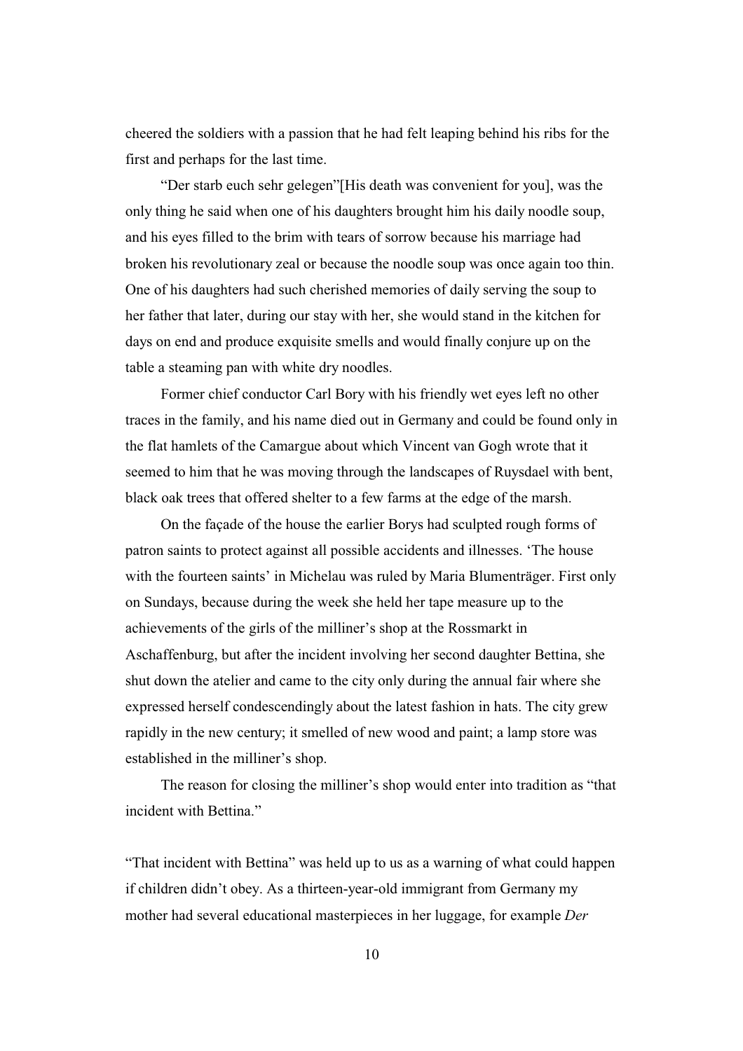cheered the soldiers with a passion that he had felt leaping behind his ribs for the first and perhaps for the last time.

"Der starb euch sehr gelegen"[His death was convenient for you], was the only thing he said when one of his daughters brought him his daily noodle soup, and his eyes filled to the brim with tears of sorrow because his marriage had broken his revolutionary zeal or because the noodle soup was once again too thin. One of his daughters had such cherished memories of daily serving the soup to her father that later, during our stay with her, she would stand in the kitchen for days on end and produce exquisite smells and would finally conjure up on the table a steaming pan with white dry noodles.

Former chief conductor Carl Bory with his friendly wet eyes left no other traces in the family, and his name died out in Germany and could be found only in the flat hamlets of the Camargue about which Vincent van Gogh wrote that it seemed to him that he was moving through the landscapes of Ruysdael with bent, black oak trees that offered shelter to a few farms at the edge of the marsh.

On the façade of the house the earlier Borys had sculpted rough forms of patron saints to protect against all possible accidents and illnesses. 'The house with the fourteen saints' in Michelau was ruled by Maria Blumenträger. First only on Sundays, because during the week she held her tape measure up to the achievements of the girls of the milliner's shop at the Rossmarkt in Aschaffenburg, but after the incident involving her second daughter Bettina, she shut down the atelier and came to the city only during the annual fair where she expressed herself condescendingly about the latest fashion in hats. The city grew rapidly in the new century; it smelled of new wood and paint; a lamp store was established in the milliner's shop.

The reason for closing the milliner's shop would enter into tradition as "that incident with Bettina."

"That incident with Bettina" was held up to us as a warning of what could happen if children didn't obey. As a thirteen-year-old immigrant from Germany my mother had several educational masterpieces in her luggage, for example *Der*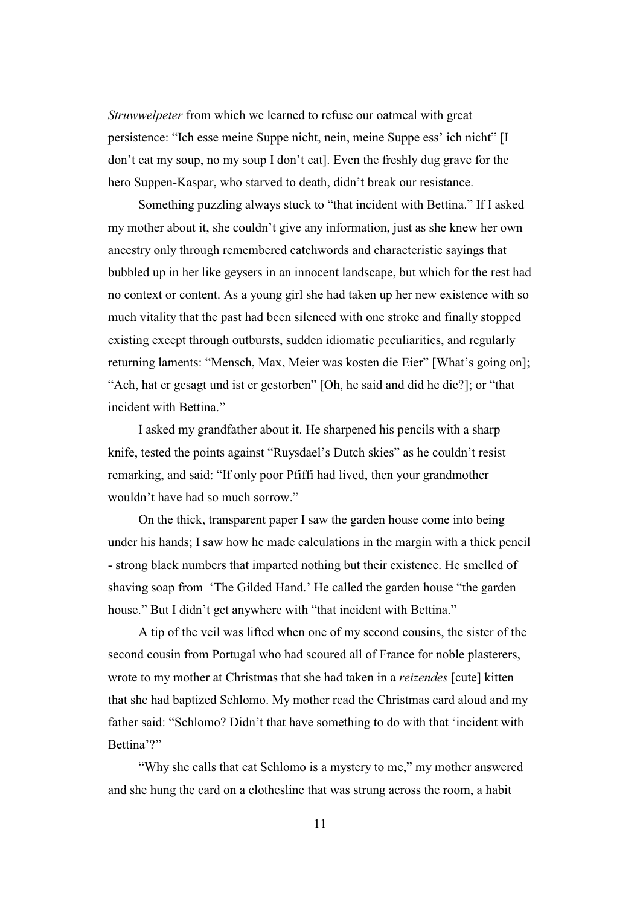*Struwwelpeter* from which we learned to refuse our oatmeal with great persistence: "Ich esse meine Suppe nicht, nein, meine Suppe ess' ich nicht" [I don't eat my soup, no my soup I don't eat]. Even the freshly dug grave for the hero Suppen-Kaspar, who starved to death, didn't break our resistance.

Something puzzling always stuck to "that incident with Bettina." If I asked my mother about it, she couldn't give any information, just as she knew her own ancestry only through remembered catchwords and characteristic sayings that bubbled up in her like geysers in an innocent landscape, but which for the rest had no context or content. As a young girl she had taken up her new existence with so much vitality that the past had been silenced with one stroke and finally stopped existing except through outbursts, sudden idiomatic peculiarities, and regularly returning laments: "Mensch, Max, Meier was kosten die Eier" [What's going on]; "Ach, hat er gesagt und ist er gestorben" [Oh, he said and did he die?]; or "that incident with Bettina."

I asked my grandfather about it. He sharpened his pencils with a sharp knife, tested the points against "Ruysdael's Dutch skies" as he couldn't resist remarking, and said: "If only poor Pfiffi had lived, then your grandmother wouldn't have had so much sorrow."

On the thick, transparent paper I saw the garden house come into being under his hands; I saw how he made calculations in the margin with a thick pencil - strong black numbers that imparted nothing but their existence. He smelled of shaving soap from 'The Gilded Hand.' He called the garden house "the garden house." But I didn't get anywhere with "that incident with Bettina."

A tip of the veil was lifted when one of my second cousins, the sister of the second cousin from Portugal who had scoured all of France for noble plasterers, wrote to my mother at Christmas that she had taken in a *reizendes* [cute] kitten that she had baptized Schlomo. My mother read the Christmas card aloud and my father said: "Schlomo? Didn't that have something to do with that 'incident with Bettina'?"

"Why she calls that cat Schlomo is a mystery to me," my mother answered and she hung the card on a clothesline that was strung across the room, a habit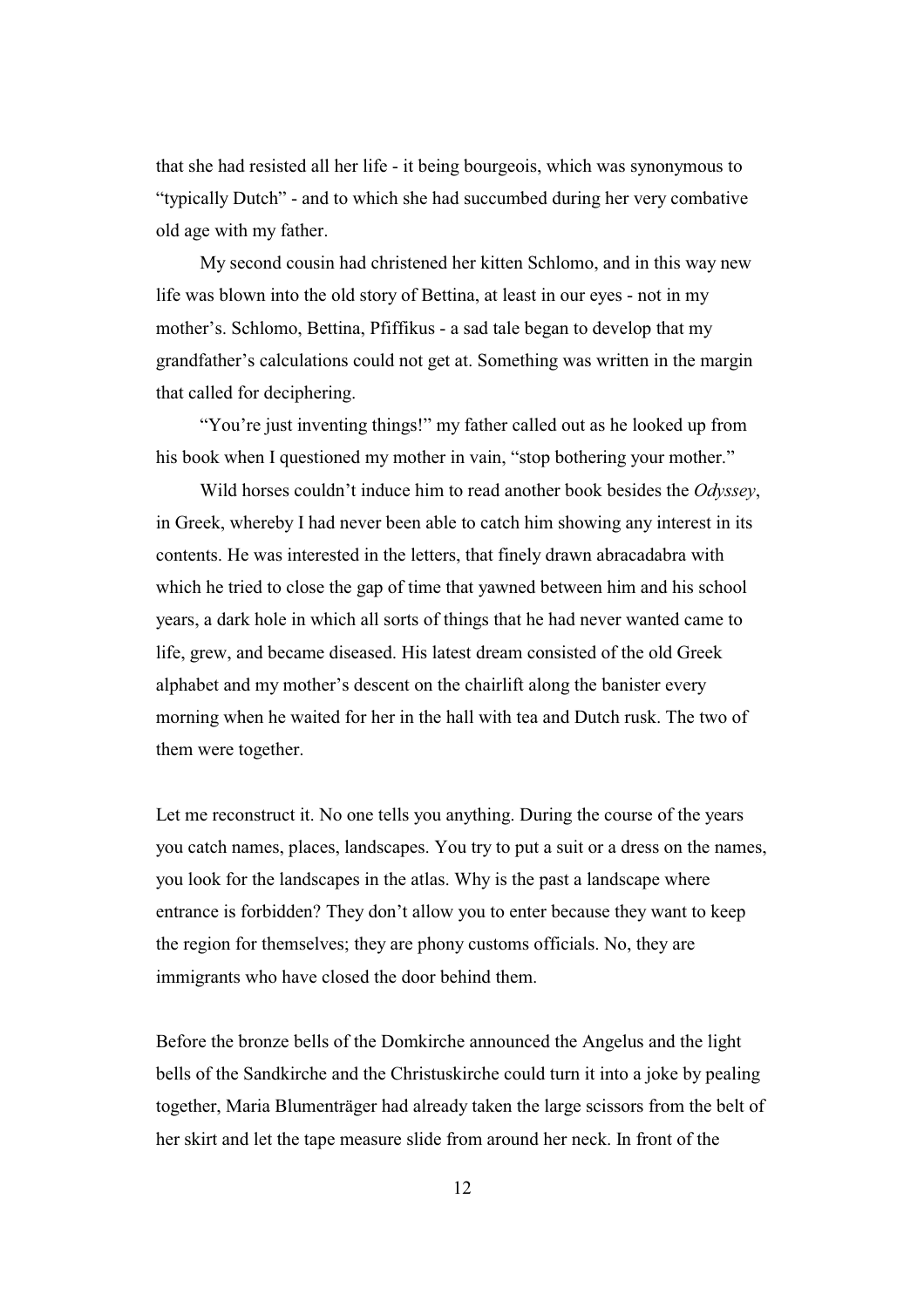that she had resisted all her life - it being bourgeois, which was synonymous to "typically Dutch" - and to which she had succumbed during her very combative old age with my father.

My second cousin had christened her kitten Schlomo, and in this way new life was blown into the old story of Bettina, at least in our eyes - not in my mother's. Schlomo, Bettina, Pfiffikus - a sad tale began to develop that my grandfather's calculations could not get at. Something was written in the margin that called for deciphering.

"You're just inventing things!" my father called out as he looked up from his book when I questioned my mother in vain, "stop bothering your mother."

Wild horses couldn't induce him to read another book besides the *Odyssey*, in Greek, whereby I had never been able to catch him showing any interest in its contents. He was interested in the letters, that finely drawn abracadabra with which he tried to close the gap of time that yawned between him and his school years, a dark hole in which all sorts of things that he had never wanted came to life, grew, and became diseased. His latest dream consisted of the old Greek alphabet and my mother's descent on the chairlift along the banister every morning when he waited for her in the hall with tea and Dutch rusk. The two of them were together.

Let me reconstruct it. No one tells you anything. During the course of the years you catch names, places, landscapes. You try to put a suit or a dress on the names, you look for the landscapes in the atlas. Why is the past a landscape where entrance is forbidden? They don't allow you to enter because they want to keep the region for themselves; they are phony customs officials. No, they are immigrants who have closed the door behind them.

Before the bronze bells of the Domkirche announced the Angelus and the light bells of the Sandkirche and the Christuskirche could turn it into a joke by pealing together, Maria Blumenträger had already taken the large scissors from the belt of her skirt and let the tape measure slide from around her neck. In front of the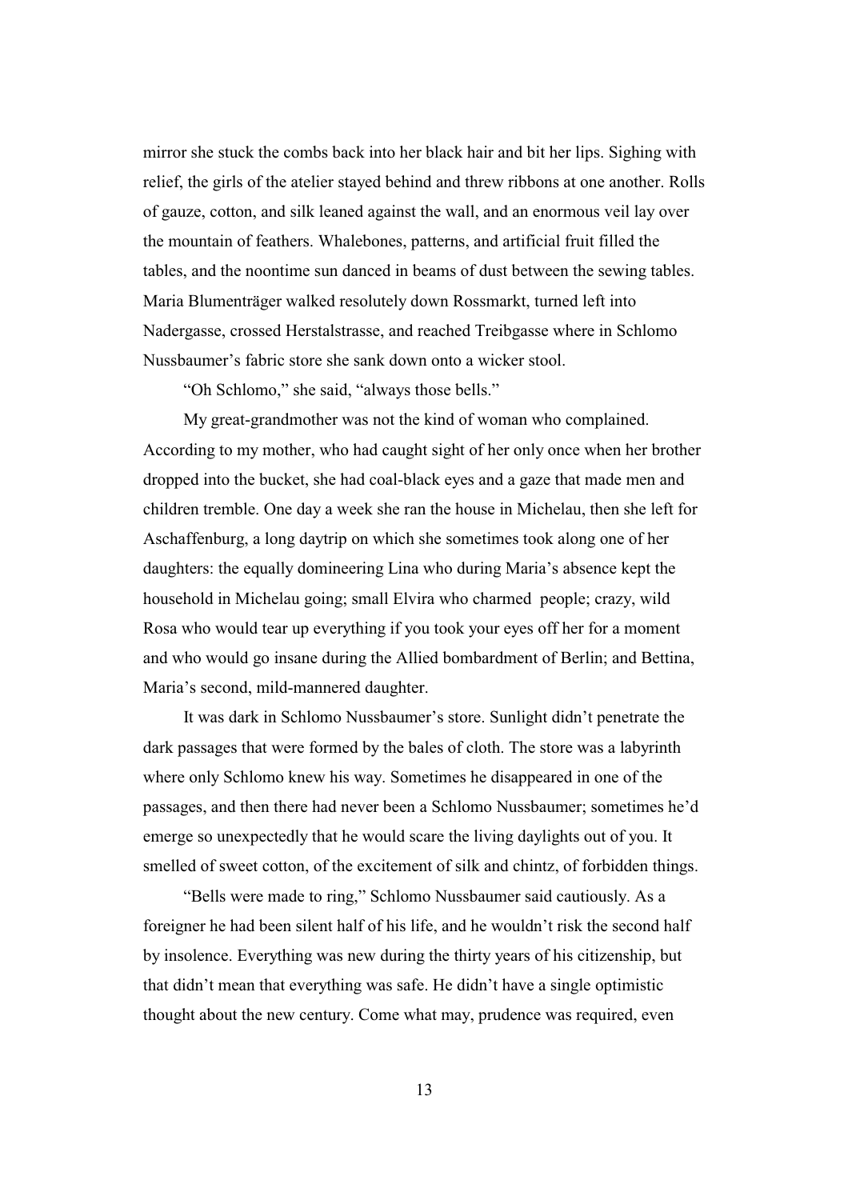mirror she stuck the combs back into her black hair and bit her lips. Sighing with relief, the girls of the atelier stayed behind and threw ribbons at one another. Rolls of gauze, cotton, and silk leaned against the wall, and an enormous veil lay over the mountain of feathers. Whalebones, patterns, and artificial fruit filled the tables, and the noontime sun danced in beams of dust between the sewing tables. Maria Blumenträger walked resolutely down Rossmarkt, turned left into Nadergasse, crossed Herstalstrasse, and reached Treibgasse where in Schlomo Nussbaumer's fabric store she sank down onto a wicker stool.

"Oh Schlomo," she said, "always those bells."

My great-grandmother was not the kind of woman who complained. According to my mother, who had caught sight of her only once when her brother dropped into the bucket, she had coal-black eyes and a gaze that made men and children tremble. One day a week she ran the house in Michelau, then she left for Aschaffenburg, a long daytrip on which she sometimes took along one of her daughters: the equally domineering Lina who during Maria's absence kept the household in Michelau going; small Elvira who charmed people; crazy, wild Rosa who would tear up everything if you took your eyes off her for a moment and who would go insane during the Allied bombardment of Berlin; and Bettina, Maria's second, mild-mannered daughter.

It was dark in Schlomo Nussbaumer's store. Sunlight didn't penetrate the dark passages that were formed by the bales of cloth. The store was a labyrinth where only Schlomo knew his way. Sometimes he disappeared in one of the passages, and then there had never been a Schlomo Nussbaumer; sometimes he'd emerge so unexpectedly that he would scare the living daylights out of you. It smelled of sweet cotton, of the excitement of silk and chintz, of forbidden things.

"Bells were made to ring," Schlomo Nussbaumer said cautiously. As a foreigner he had been silent half of his life, and he wouldn't risk the second half by insolence. Everything was new during the thirty years of his citizenship, but that didn't mean that everything was safe. He didn't have a single optimistic thought about the new century. Come what may, prudence was required, even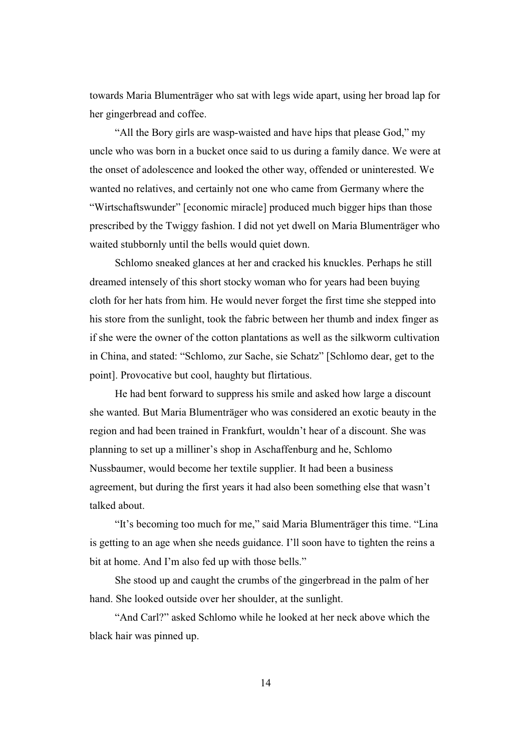towards Maria Blumenträger who sat with legs wide apart, using her broad lap for her gingerbread and coffee.

"All the Bory girls are wasp-waisted and have hips that please God," my uncle who was born in a bucket once said to us during a family dance. We were at the onset of adolescence and looked the other way, offended or uninterested. We wanted no relatives, and certainly not one who came from Germany where the "Wirtschaftswunder" [economic miracle] produced much bigger hips than those prescribed by the Twiggy fashion. I did not yet dwell on Maria Blumenträger who waited stubbornly until the bells would quiet down.

Schlomo sneaked glances at her and cracked his knuckles. Perhaps he still dreamed intensely of this short stocky woman who for years had been buying cloth for her hats from him. He would never forget the first time she stepped into his store from the sunlight, took the fabric between her thumb and index finger as if she were the owner of the cotton plantations as well as the silkworm cultivation in China, and stated: "Schlomo, zur Sache, sie Schatz" [Schlomo dear, get to the point]. Provocative but cool, haughty but flirtatious.

He had bent forward to suppress his smile and asked how large a discount she wanted. But Maria Blumenträger who was considered an exotic beauty in the region and had been trained in Frankfurt, wouldn't hear of a discount. She was planning to set up a milliner's shop in Aschaffenburg and he, Schlomo Nussbaumer, would become her textile supplier. It had been a business agreement, but during the first years it had also been something else that wasn't talked about.

"It's becoming too much for me," said Maria Blumenträger this time. "Lina is getting to an age when she needs guidance. I'll soon have to tighten the reins a bit at home. And I'm also fed up with those bells."

She stood up and caught the crumbs of the gingerbread in the palm of her hand. She looked outside over her shoulder, at the sunlight.

"And Carl?" asked Schlomo while he looked at her neck above which the black hair was pinned up.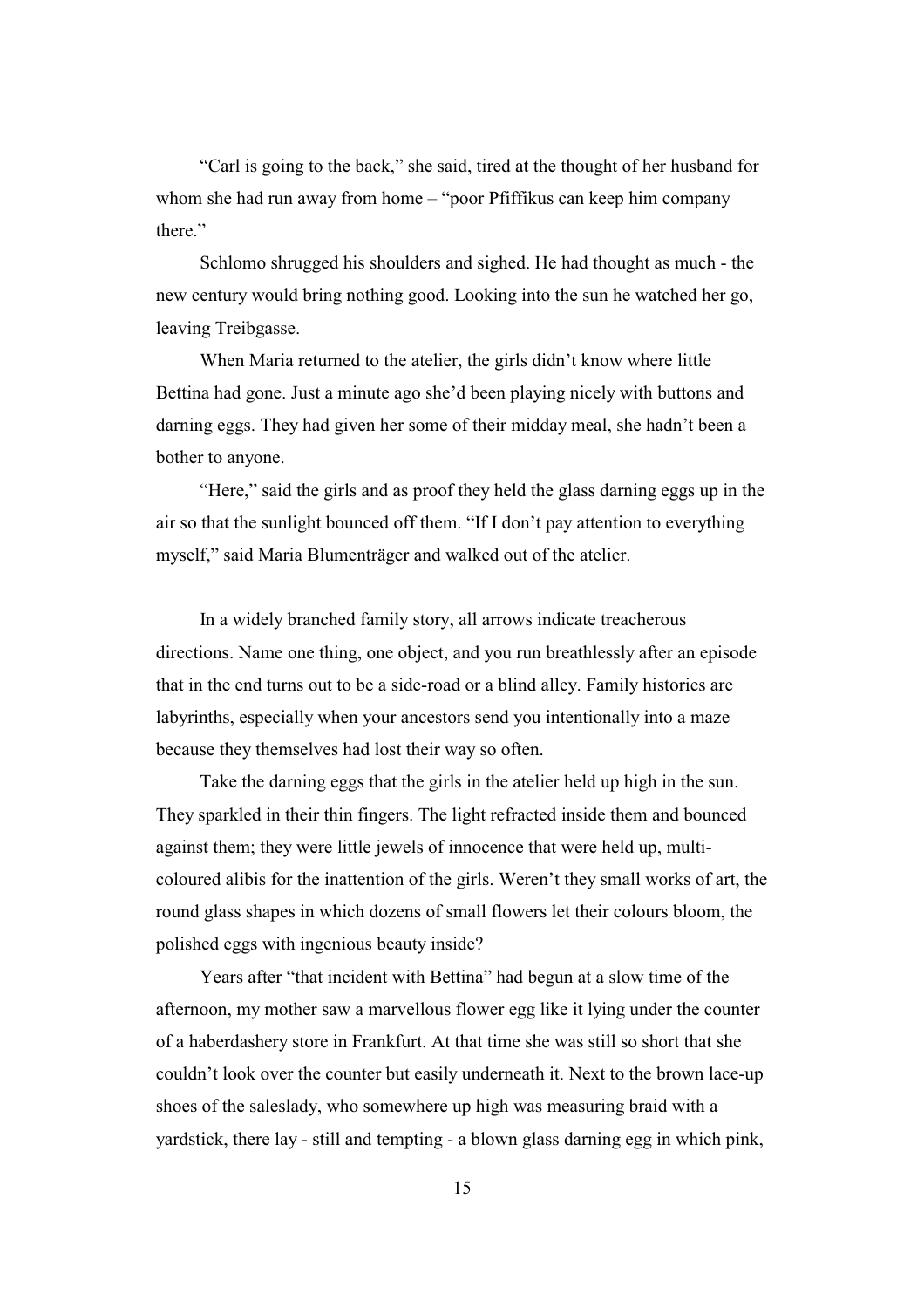"Carl is going to the back," she said, tired at the thought of her husband for whom she had run away from home – "poor Pfiffikus can keep him company there."

Schlomo shrugged his shoulders and sighed. He had thought as much - the new century would bring nothing good. Looking into the sun he watched her go, leaving Treibgasse.

When Maria returned to the atelier, the girls didn't know where little Bettina had gone. Just a minute ago she'd been playing nicely with buttons and darning eggs. They had given her some of their midday meal, she hadn't been a bother to anyone.

"Here," said the girls and as proof they held the glass darning eggs up in the air so that the sunlight bounced off them. "If I don't pay attention to everything myself," said Maria Blumenträger and walked out of the atelier.

In a widely branched family story, all arrows indicate treacherous directions. Name one thing, one object, and you run breathlessly after an episode that in the end turns out to be a side-road or a blind alley. Family histories are labyrinths, especially when your ancestors send you intentionally into a maze because they themselves had lost their way so often.

Take the darning eggs that the girls in the atelier held up high in the sun. They sparkled in their thin fingers. The light refracted inside them and bounced against them; they were little jewels of innocence that were held up, multi-coloured alibis for the inattention of the girls. Weren't they small works of art, the round glass shapes in which dozens of small flowers let their colours bloom, the polished eggs with ingenious beauty inside?

Years after "that incident with Bettina" had begun at a slow time of the afternoon, my mother saw a marvellous flower egg like it lying under the counter of a haberdashery store in Frankfurt. At that time she was still so short that she couldn't look over the counter but easily underneath it. Next to the brown lace-up shoes of the saleslady, who somewhere up high was measuring braid with a yardstick, there lay - still and tempting - a blown glass darning egg in which pink,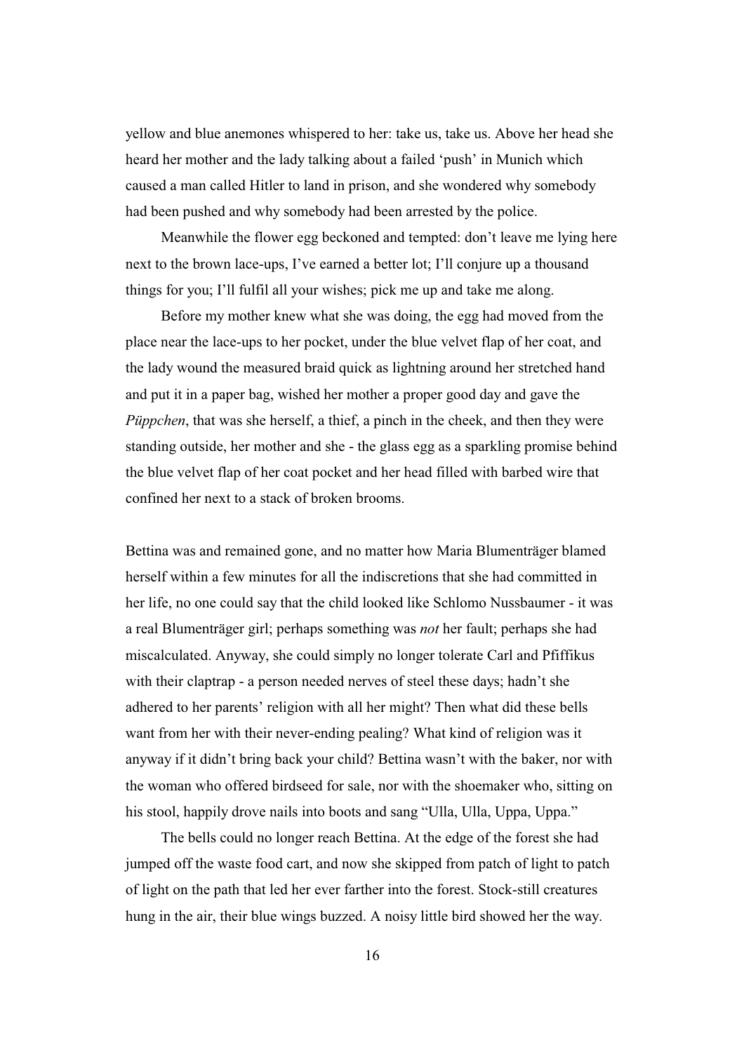yellow and blue anemones whispered to her: take us, take us. Above her head she heard her mother and the lady talking about a failed 'push' in Munich which caused a man called Hitler to land in prison, and she wondered why somebody had been pushed and why somebody had been arrested by the police.

Meanwhile the flower egg beckoned and tempted: don't leave me lying here next to the brown lace-ups, I've earned a better lot; I'll conjure up a thousand things for you; I'll fulfil all your wishes; pick me up and take me along.

Before my mother knew what she was doing, the egg had moved from the place near the lace-ups to her pocket, under the blue velvet flap of her coat, and the lady wound the measured braid quick as lightning around her stretched hand and put it in a paper bag, wished her mother a proper good day and gave the *Püppchen*, that was she herself, a thief, a pinch in the cheek, and then they were standing outside, her mother and she - the glass egg as a sparkling promise behind the blue velvet flap of her coat pocket and her head filled with barbed wire that confined her next to a stack of broken brooms.

Bettina was and remained gone, and no matter how Maria Blumenträger blamed herself within a few minutes for all the indiscretions that she had committed in her life, no one could say that the child looked like Schlomo Nussbaumer - it was a real Blumenträger girl; perhaps something was *not* her fault; perhaps she had miscalculated. Anyway, she could simply no longer tolerate Carl and Pfiffikus with their claptrap - a person needed nerves of steel these days; hadn't she adhered to her parents' religion with all her might? Then what did these bells want from her with their never-ending pealing? What kind of religion was it anyway if it didn't bring back your child? Bettina wasn't with the baker, nor with the woman who offered birdseed for sale, nor with the shoemaker who, sitting on his stool, happily drove nails into boots and sang "Ulla, Ulla, Uppa, Uppa."

The bells could no longer reach Bettina. At the edge of the forest she had jumped off the waste food cart, and now she skipped from patch of light to patch of light on the path that led her ever farther into the forest. Stock-still creatures hung in the air, their blue wings buzzed. A noisy little bird showed her the way.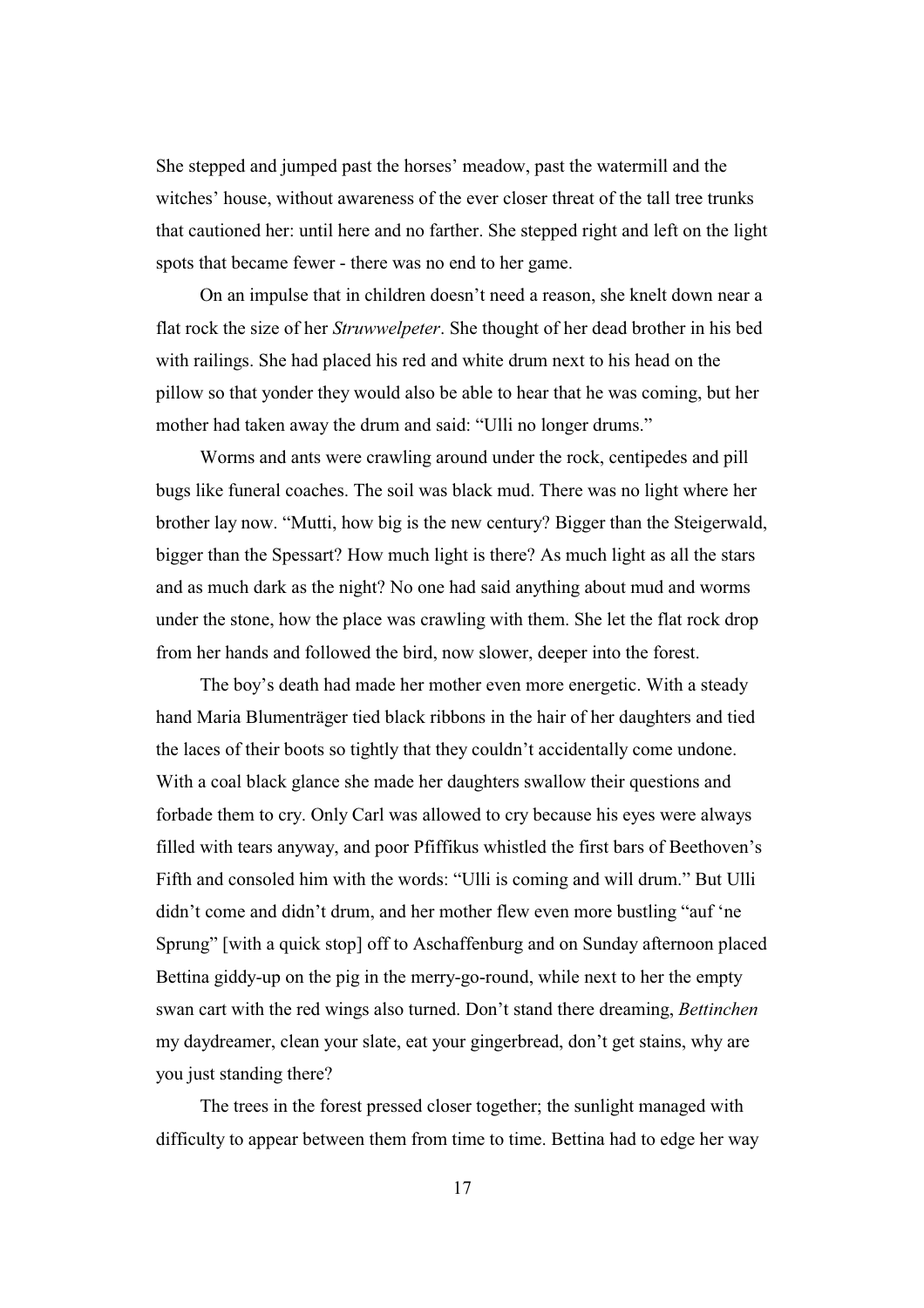She stepped and jumped past the horses' meadow, past the watermill and the witches' house, without awareness of the ever closer threat of the tall tree trunks that cautioned her: until here and no farther. She stepped right and left on the light spots that became fewer - there was no end to her game.

On an impulse that in children doesn't need a reason, she knelt down near a flat rock the size of her *Struwwelpeter*. She thought of her dead brother in his bed with railings. She had placed his red and white drum next to his head on the pillow so that yonder they would also be able to hear that he was coming, but her mother had taken away the drum and said: "Ulli no longer drums."

Worms and ants were crawling around under the rock, centipedes and pill bugs like funeral coaches. The soil was black mud. There was no light where her brother lay now. "Mutti, how big is the new century? Bigger than the Steigerwald, bigger than the Spessart? How much light is there? As much light as all the stars and as much dark as the night? No one had said anything about mud and worms under the stone, how the place was crawling with them. She let the flat rock drop from her hands and followed the bird, now slower, deeper into the forest.

The boy's death had made her mother even more energetic. With a steady hand Maria Blumenträger tied black ribbons in the hair of her daughters and tied the laces of their boots so tightly that they couldn't accidentally come undone. With a coal black glance she made her daughters swallow their questions and forbade them to cry. Only Carl was allowed to cry because his eyes were always filled with tears anyway, and poor Pfiffikus whistled the first bars of Beethoven's Fifth and consoled him with the words: "Ulli is coming and will drum." But Ulli didn't come and didn't drum, and her mother flew even more bustling "auf 'ne Sprung" [with a quick stop] off to Aschaffenburg and on Sunday afternoon placed Bettina giddy-up on the pig in the merry-go-round, while next to her the empty swan cart with the red wings also turned. Don't stand there dreaming, *Bettinchen* my daydreamer, clean your slate, eat your gingerbread, don't get stains, why are you just standing there?

The trees in the forest pressed closer together; the sunlight managed with difficulty to appear between them from time to time. Bettina had to edge her way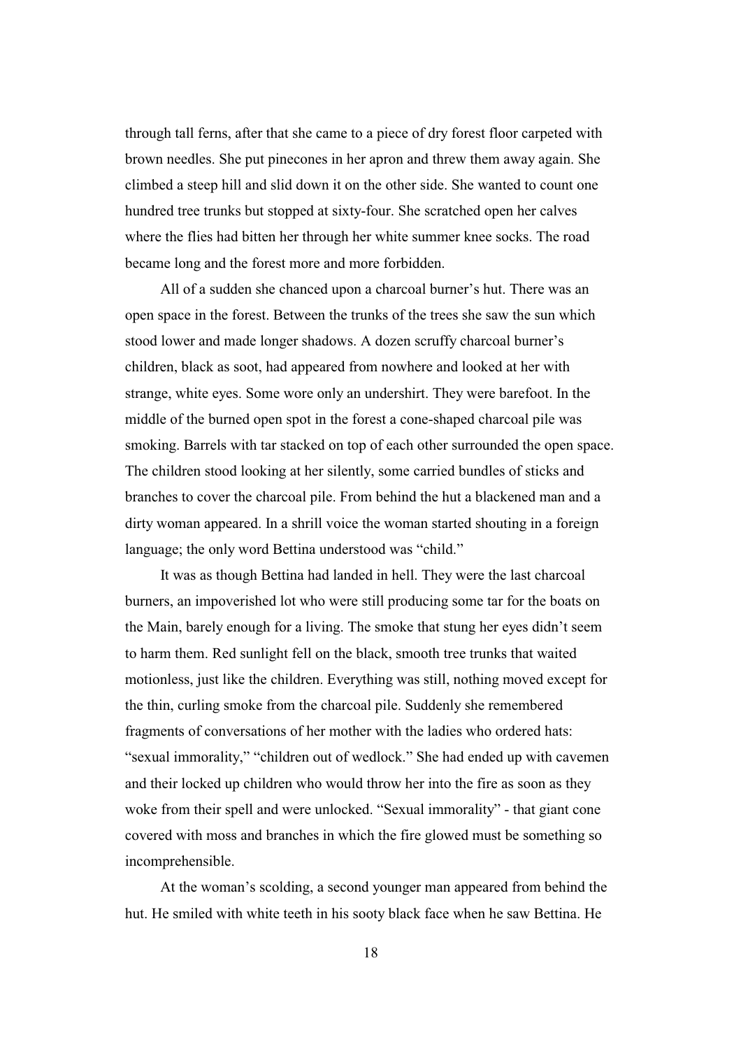through tall ferns, after that she came to a piece of dry forest floor carpeted with brown needles. She put pinecones in her apron and threw them away again. She climbed a steep hill and slid down it on the other side. She wanted to count one hundred tree trunks but stopped at sixty-four. She scratched open her calves where the flies had bitten her through her white summer knee socks. The road became long and the forest more and more forbidden.

All of a sudden she chanced upon a charcoal burner's hut. There was an open space in the forest. Between the trunks of the trees she saw the sun which stood lower and made longer shadows. A dozen scruffy charcoal burner's children, black as soot, had appeared from nowhere and looked at her with strange, white eyes. Some wore only an undershirt. They were barefoot. In the middle of the burned open spot in the forest a cone-shaped charcoal pile was smoking. Barrels with tar stacked on top of each other surrounded the open space. The children stood looking at her silently, some carried bundles of sticks and branches to cover the charcoal pile. From behind the hut a blackened man and a dirty woman appeared. In a shrill voice the woman started shouting in a foreign language; the only word Bettina understood was "child."

It was as though Bettina had landed in hell. They were the last charcoal burners, an impoverished lot who were still producing some tar for the boats on the Main, barely enough for a living. The smoke that stung her eyes didn't seem to harm them. Red sunlight fell on the black, smooth tree trunks that waited motionless, just like the children. Everything was still, nothing moved except for the thin, curling smoke from the charcoal pile. Suddenly she remembered fragments of conversations of her mother with the ladies who ordered hats: "sexual immorality," "children out of wedlock." She had ended up with cavemen and their locked up children who would throw her into the fire as soon as they woke from their spell and were unlocked. "Sexual immorality" - that giant cone covered with moss and branches in which the fire glowed must be something so incomprehensible.

At the woman's scolding, a second younger man appeared from behind the hut. He smiled with white teeth in his sooty black face when he saw Bettina. He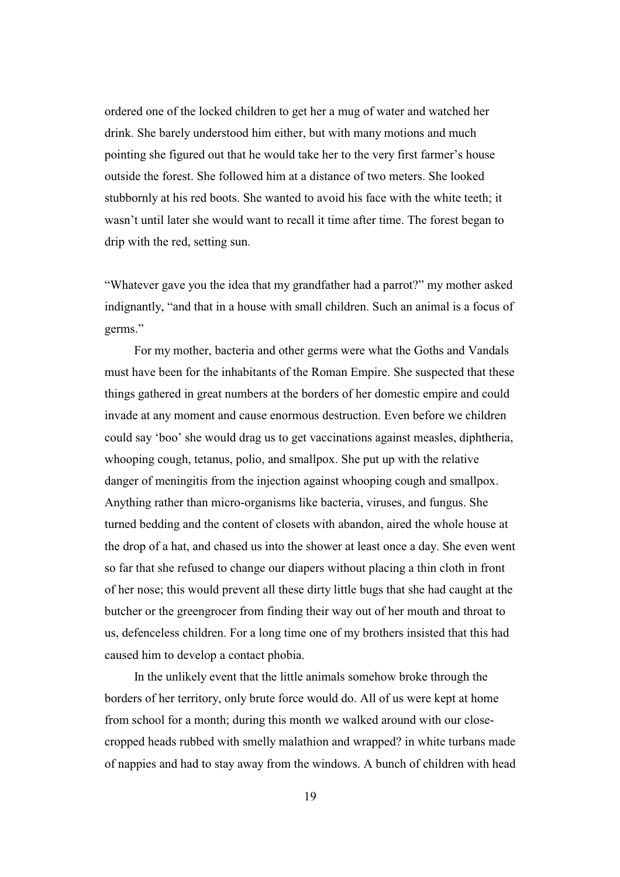ordered one of the locked children to get her a mug of water and watched her drink. She barely understood him either, but with many motions and much pointing she figured out that he would take her to the very first farmer's house outside the forest. She followed him at a distance of two meters. She looked stubbornly at his red boots. She wanted to avoid his face with the white teeth; it wasn't until later she would want to recall it time after time. The forest began to drip with the red, setting sun.

"Whatever gave you the idea that my grandfather had a parrot?" my mother asked indignantly, "and that in a house with small children. Such an animal is a focus of germs."

For my mother, bacteria and other germs were what the Goths and Vandals must have been for the inhabitants of the Roman Empire. She suspected that these things gathered in great numbers at the borders of her domestic empire and could invade at any moment and cause enormous destruction. Even before we children could say 'boo' she would drag us to get vaccinations against measles, diphtheria, whooping cough, tetanus, polio, and smallpox. She put up with the relative danger of meningitis from the injection against whooping cough and smallpox. Anything rather than micro-organisms like bacteria, viruses, and fungus. She turned bedding and the content of closets with abandon, aired the whole house at the drop of a hat, and chased us into the shower at least once a day. She even went so far that she refused to change our diapers without placing a thin cloth in front of her nose; this would prevent all these dirty little bugs that she had caught at the butcher or the greengrocer from finding their way out of her mouth and throat to us, defenceless children. For a long time one of my brothers insisted that this had caused him to develop a contact phobia.

In the unlikely event that the little animals somehow broke through the borders of her territory, only brute force would do. All of us were kept at home from school for a month; during this month we walked around with our close-cropped heads rubbed with smelly malathion and wrapped? in white turbans made of nappies and had to stay away from the windows. A bunch of children with head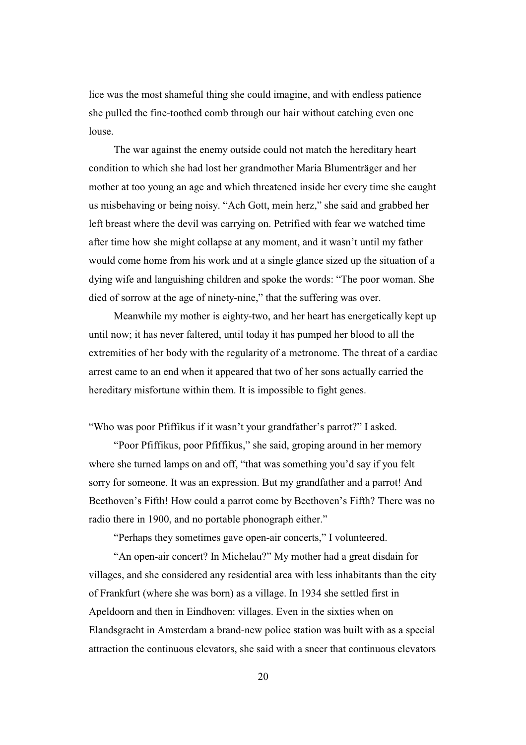lice was the most shameful thing she could imagine, and with endless patience she pulled the fine-toothed comb through our hair without catching even one louse.

The war against the enemy outside could not match the hereditary heart condition to which she had lost her grandmother Maria Blumenträger and her mother at too young an age and which threatened inside her every time she caught us misbehaving or being noisy. "Ach Gott, mein herz," she said and grabbed her left breast where the devil was carrying on. Petrified with fear we watched time after time how she might collapse at any moment, and it wasn't until my father would come home from his work and at a single glance sized up the situation of a dying wife and languishing children and spoke the words: "The poor woman. She died of sorrow at the age of ninety-nine," that the suffering was over.

Meanwhile my mother is eighty-two, and her heart has energetically kept up until now; it has never faltered, until today it has pumped her blood to all the extremities of her body with the regularity of a metronome. The threat of a cardiac arrest came to an end when it appeared that two of her sons actually carried the hereditary misfortune within them. It is impossible to fight genes.

"Who was poor Pfiffikus if it wasn't your grandfather's parrot?" I asked.

"Poor Pfiffikus, poor Pfiffikus," she said, groping around in her memory where she turned lamps on and off, "that was something you'd say if you felt sorry for someone. It was an expression. But my grandfather and a parrot! And Beethoven's Fifth! How could a parrot come by Beethoven's Fifth? There was no radio there in 1900, and no portable phonograph either."

"Perhaps they sometimes gave open-air concerts," I volunteered.

"An open-air concert? In Michelau?" My mother had a great disdain for villages, and she considered any residential area with less inhabitants than the city of Frankfurt (where she was born) as a village. In 1934 she settled first in Apeldoorn and then in Eindhoven: villages. Even in the sixties when on Elandsgracht in Amsterdam a brand-new police station was built with as a special attraction the continuous elevators, she said with a sneer that continuous elevators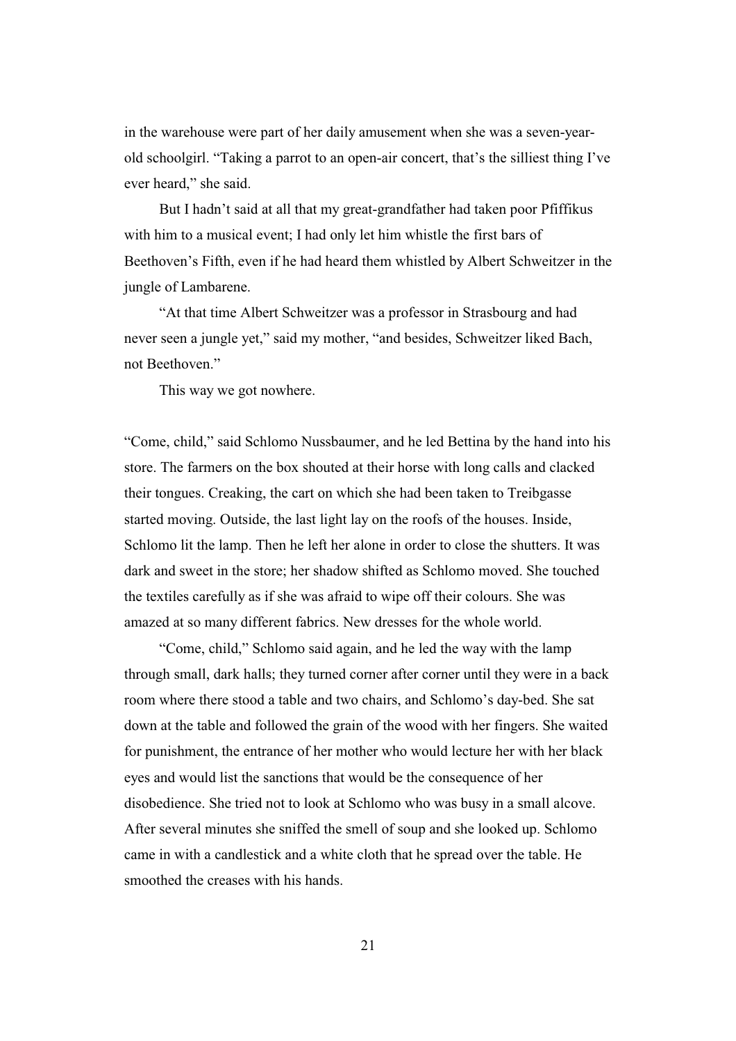in the warehouse were part of her daily amusement when she was a seven-year-old schoolgirl. "Taking a parrot to an open-air concert, that's the silliest thing I've ever heard," she said.

But I hadn't said at all that my great-grandfather had taken poor Pfiffikus with him to a musical event; I had only let him whistle the first bars of Beethoven's Fifth, even if he had heard them whistled by Albert Schweitzer in the jungle of Lambarene.

"At that time Albert Schweitzer was a professor in Strasbourg and had never seen a jungle yet," said my mother, "and besides, Schweitzer liked Bach, not Beethoven."

This way we got nowhere.

"Come, child," said Schlomo Nussbaumer, and he led Bettina by the hand into his store. The farmers on the box shouted at their horse with long calls and clacked their tongues. Creaking, the cart on which she had been taken to Treibgasse started moving. Outside, the last light lay on the roofs of the houses. Inside, Schlomo lit the lamp. Then he left her alone in order to close the shutters. It was dark and sweet in the store; her shadow shifted as Schlomo moved. She touched the textiles carefully as if she was afraid to wipe off their colours. She was amazed at so many different fabrics. New dresses for the whole world.

"Come, child," Schlomo said again, and he led the way with the lamp through small, dark halls; they turned corner after corner until they were in a back room where there stood a table and two chairs, and Schlomo's day-bed. She sat down at the table and followed the grain of the wood with her fingers. She waited for punishment, the entrance of her mother who would lecture her with her black eyes and would list the sanctions that would be the consequence of her disobedience. She tried not to look at Schlomo who was busy in a small alcove. After several minutes she sniffed the smell of soup and she looked up. Schlomo came in with a candlestick and a white cloth that he spread over the table. He smoothed the creases with his hands.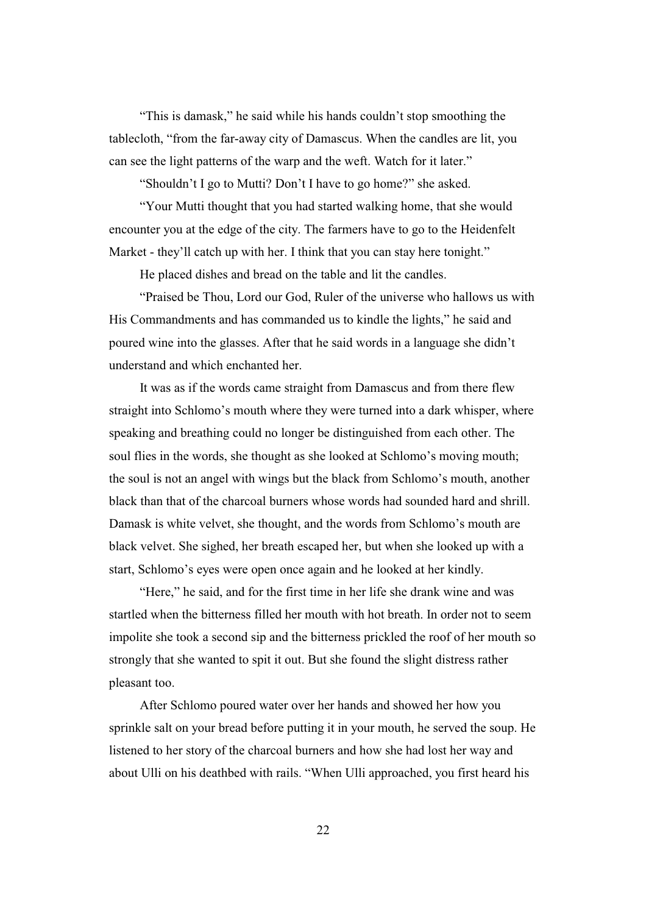"This is damask," he said while his hands couldn't stop smoothing the tablecloth, "from the far-away city of Damascus. When the candles are lit, you can see the light patterns of the warp and the weft. Watch for it later."

"Shouldn't I go to Mutti? Don't I have to go home?" she asked.

"Your Mutti thought that you had started walking home, that she would encounter you at the edge of the city. The farmers have to go to the Heidenfelt Market - they'll catch up with her. I think that you can stay here tonight."

He placed dishes and bread on the table and lit the candles.

"Praised be Thou, Lord our God, Ruler of the universe who hallows us with His Commandments and has commanded us to kindle the lights," he said and poured wine into the glasses. After that he said words in a language she didn't understand and which enchanted her.

It was as if the words came straight from Damascus and from there flew straight into Schlomo's mouth where they were turned into a dark whisper, where speaking and breathing could no longer be distinguished from each other. The soul flies in the words, she thought as she looked at Schlomo's moving mouth; the soul is not an angel with wings but the black from Schlomo's mouth, another black than that of the charcoal burners whose words had sounded hard and shrill. Damask is white velvet, she thought, and the words from Schlomo's mouth are black velvet. She sighed, her breath escaped her, but when she looked up with a start, Schlomo's eyes were open once again and he looked at her kindly.

"Here," he said, and for the first time in her life she drank wine and was startled when the bitterness filled her mouth with hot breath. In order not to seem impolite she took a second sip and the bitterness prickled the roof of her mouth so strongly that she wanted to spit it out. But she found the slight distress rather pleasant too.

After Schlomo poured water over her hands and showed her how you sprinkle salt on your bread before putting it in your mouth, he served the soup. He listened to her story of the charcoal burners and how she had lost her way and about Ulli on his deathbed with rails. "When Ulli approached, you first heard his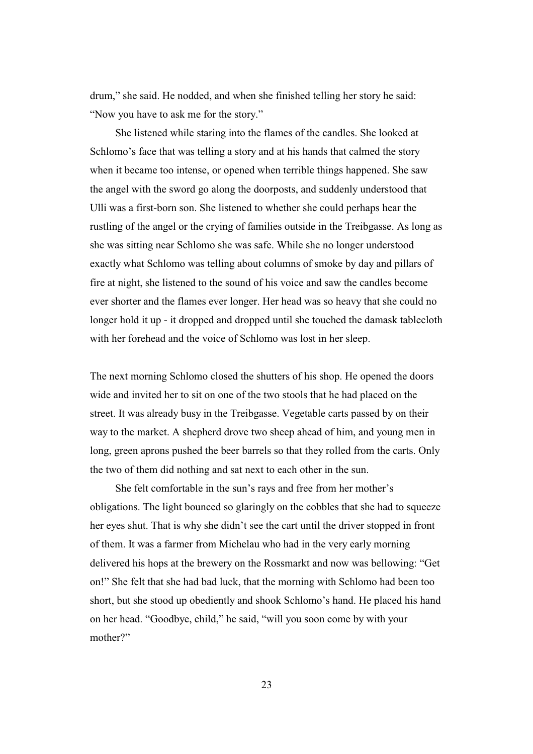drum," she said. He nodded, and when she finished telling her story he said: "Now you have to ask me for the story."

She listened while staring into the flames of the candles. She looked at Schlomo's face that was telling a story and at his hands that calmed the story when it became too intense, or opened when terrible things happened. She saw the angel with the sword go along the doorposts, and suddenly understood that Ulli was a first-born son. She listened to whether she could perhaps hear the rustling of the angel or the crying of families outside in the Treibgasse. As long as she was sitting near Schlomo she was safe. While she no longer understood exactly what Schlomo was telling about columns of smoke by day and pillars of fire at night, she listened to the sound of his voice and saw the candles become ever shorter and the flames ever longer. Her head was so heavy that she could no longer hold it up - it dropped and dropped until she touched the damask tablecloth with her forehead and the voice of Schlomo was lost in her sleep.

The next morning Schlomo closed the shutters of his shop. He opened the doors wide and invited her to sit on one of the two stools that he had placed on the street. It was already busy in the Treibgasse. Vegetable carts passed by on their way to the market. A shepherd drove two sheep ahead of him, and young men in long, green aprons pushed the beer barrels so that they rolled from the carts. Only the two of them did nothing and sat next to each other in the sun.

She felt comfortable in the sun's rays and free from her mother's obligations. The light bounced so glaringly on the cobbles that she had to squeeze her eyes shut. That is why she didn't see the cart until the driver stopped in front of them. It was a farmer from Michelau who had in the very early morning delivered his hops at the brewery on the Rossmarkt and now was bellowing: "Get on!" She felt that she had bad luck, that the morning with Schlomo had been too short, but she stood up obediently and shook Schlomo's hand. He placed his hand on her head. "Goodbye, child," he said, "will you soon come by with your mother?"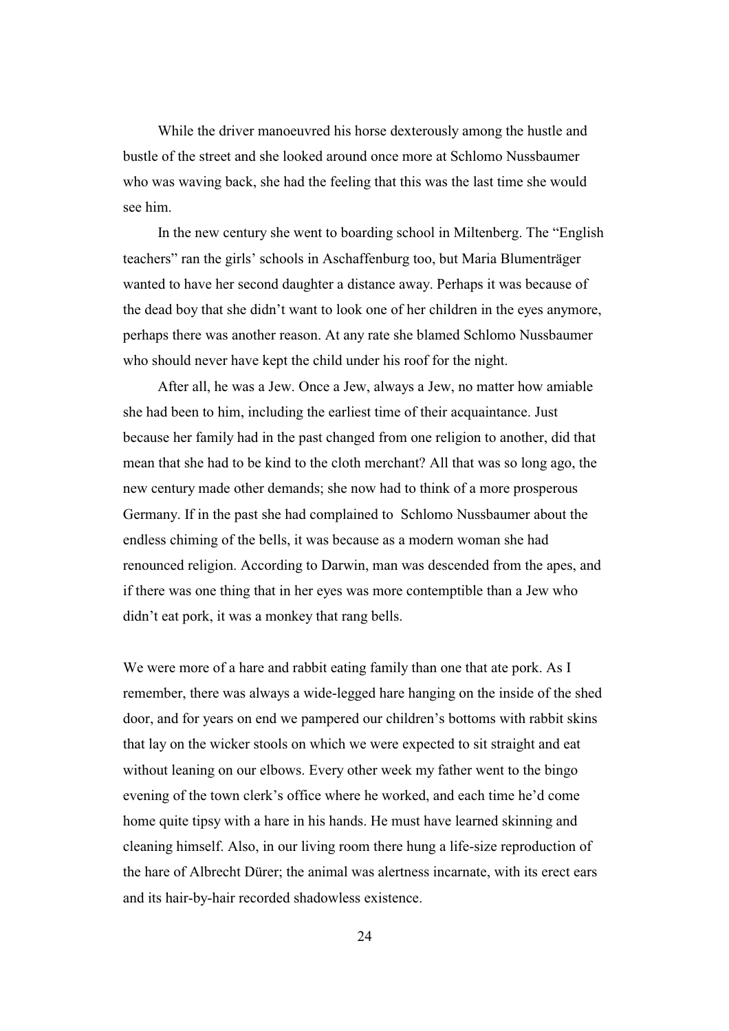While the driver manoeuvred his horse dexterously among the hustle and bustle of the street and she looked around once more at Schlomo Nussbaumer who was waving back, she had the feeling that this was the last time she would see him.

In the new century she went to boarding school in Miltenberg. The "English teachers" ran the girls' schools in Aschaffenburg too, but Maria Blumenträger wanted to have her second daughter a distance away. Perhaps it was because of the dead boy that she didn't want to look one of her children in the eyes anymore, perhaps there was another reason. At any rate she blamed Schlomo Nussbaumer who should never have kept the child under his roof for the night.

After all, he was a Jew. Once a Jew, always a Jew, no matter how amiable she had been to him, including the earliest time of their acquaintance. Just because her family had in the past changed from one religion to another, did that mean that she had to be kind to the cloth merchant? All that was so long ago, the new century made other demands; she now had to think of a more prosperous Germany. If in the past she had complained to Schlomo Nussbaumer about the endless chiming of the bells, it was because as a modern woman she had renounced religion. According to Darwin, man was descended from the apes, and if there was one thing that in her eyes was more contemptible than a Jew who didn't eat pork, it was a monkey that rang bells.

We were more of a hare and rabbit eating family than one that ate pork. As I remember, there was always a wide-legged hare hanging on the inside of the shed door, and for years on end we pampered our children's bottoms with rabbit skins that lay on the wicker stools on which we were expected to sit straight and eat without leaning on our elbows. Every other week my father went to the bingo evening of the town clerk's office where he worked, and each time he'd come home quite tipsy with a hare in his hands. He must have learned skinning and cleaning himself. Also, in our living room there hung a life-size reproduction of the hare of Albrecht Dürer; the animal was alertness incarnate, with its erect ears and its hair-by-hair recorded shadowless existence.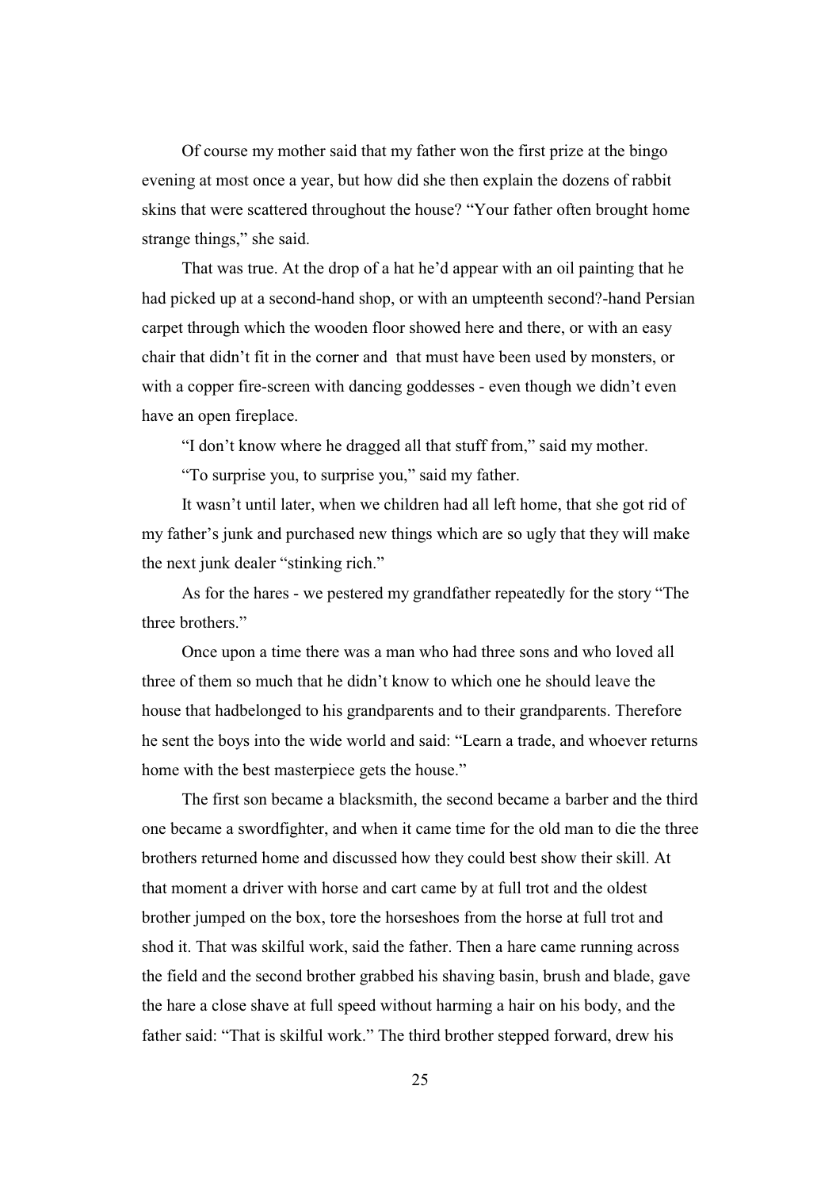Of course my mother said that my father won the first prize at the bingo evening at most once a year, but how did she then explain the dozens of rabbit skins that were scattered throughout the house? "Your father often brought home strange things," she said.

That was true. At the drop of a hat he'd appear with an oil painting that he had picked up at a second-hand shop, or with an umpteenth second?-hand Persian carpet through which the wooden floor showed here and there, or with an easy chair that didn't fit in the corner and that must have been used by monsters, or with a copper fire-screen with dancing goddesses - even though we didn't even have an open fireplace.

"I don't know where he dragged all that stuff from," said my mother.

"To surprise you, to surprise you," said my father.

It wasn't until later, when we children had all left home, that she got rid of my father's junk and purchased new things which are so ugly that they will make the next junk dealer "stinking rich."

As for the hares - we pestered my grandfather repeatedly for the story "The three brothers."

Once upon a time there was a man who had three sons and who loved all three of them so much that he didn't know to which one he should leave the house that hadbelonged to his grandparents and to their grandparents. Therefore he sent the boys into the wide world and said: "Learn a trade, and whoever returns home with the best masterpiece gets the house."

The first son became a blacksmith, the second became a barber and the third one became a swordfighter, and when it came time for the old man to die the three brothers returned home and discussed how they could best show their skill. At that moment a driver with horse and cart came by at full trot and the oldest brother jumped on the box, tore the horseshoes from the horse at full trot and shod it. That was skilful work, said the father. Then a hare came running across the field and the second brother grabbed his shaving basin, brush and blade, gave the hare a close shave at full speed without harming a hair on his body, and the father said: "That is skilful work." The third brother stepped forward, drew his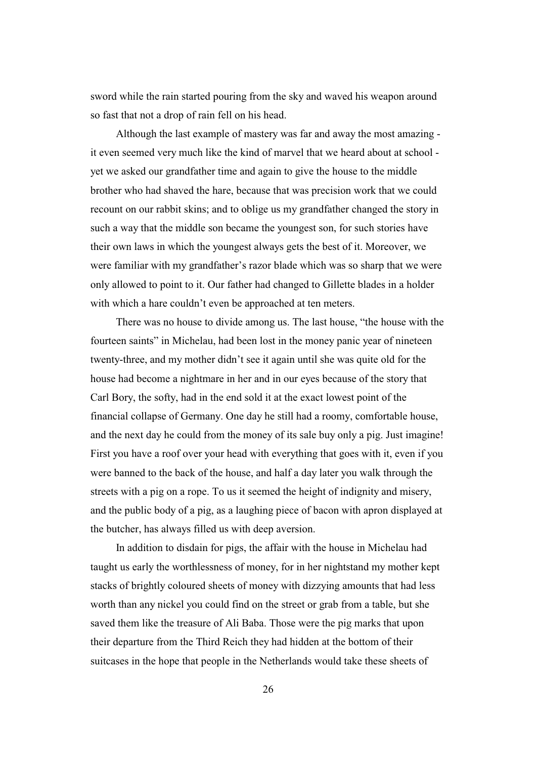sword while the rain started pouring from the sky and waved his weapon around so fast that not a drop of rain fell on his head.

Although the last example of mastery was far and away the most amazing - it even seemed very much like the kind of marvel that we heard about at school - yet we asked our grandfather time and again to give the house to the middle brother who had shaved the hare, because that was precision work that we could recount on our rabbit skins; and to oblige us my grandfather changed the story in such a way that the middle son became the youngest son, for such stories have their own laws in which the youngest always gets the best of it. Moreover, we were familiar with my grandfather's razor blade which was so sharp that we were only allowed to point to it. Our father had changed to Gillette blades in a holder with which a hare couldn't even be approached at ten meters.

There was no house to divide among us. The last house, "the house with the fourteen saints" in Michelau, had been lost in the money panic year of nineteen twenty-three, and my mother didn't see it again until she was quite old for the house had become a nightmare in her and in our eyes because of the story that Carl Bory, the softy, had in the end sold it at the exact lowest point of the financial collapse of Germany. One day he still had a roomy, comfortable house, and the next day he could from the money of its sale buy only a pig. Just imagine! First you have a roof over your head with everything that goes with it, even if you were banned to the back of the house, and half a day later you walk through the streets with a pig on a rope. To us it seemed the height of indignity and misery, and the public body of a pig, as a laughing piece of bacon with apron displayed at the butcher, has always filled us with deep aversion.

In addition to disdain for pigs, the affair with the house in Michelau had taught us early the worthlessness of money, for in her nightstand my mother kept stacks of brightly coloured sheets of money with dizzying amounts that had less worth than any nickel you could find on the street or grab from a table, but she saved them like the treasure of Ali Baba. Those were the pig marks that upon their departure from the Third Reich they had hidden at the bottom of their suitcases in the hope that people in the Netherlands would take these sheets of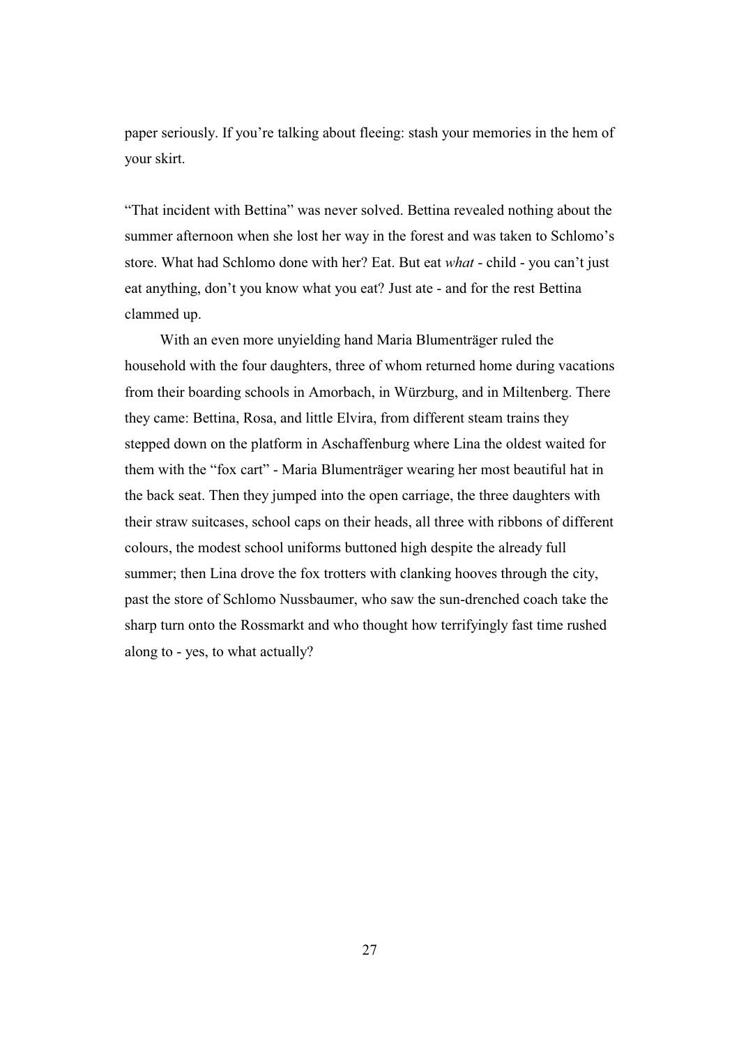paper seriously. If you're talking about fleeing: stash your memories in the hem of your skirt.

"That incident with Bettina" was never solved. Bettina revealed nothing about the summer afternoon when she lost her way in the forest and was taken to Schlomo's store. What had Schlomo done with her? Eat. But eat *what* - child - you can't just eat anything, don't you know what you eat? Just ate - and for the rest Bettina clammed up.

With an even more unyielding hand Maria Blumenträger ruled the household with the four daughters, three of whom returned home during vacations from their boarding schools in Amorbach, in Würzburg, and in Miltenberg. There they came: Bettina, Rosa, and little Elvira, from different steam trains they stepped down on the platform in Aschaffenburg where Lina the oldest waited for them with the "fox cart" - Maria Blumenträger wearing her most beautiful hat in the back seat. Then they jumped into the open carriage, the three daughters with their straw suitcases, school caps on their heads, all three with ribbons of different colours, the modest school uniforms buttoned high despite the already full summer; then Lina drove the fox trotters with clanking hooves through the city, past the store of Schlomo Nussbaumer, who saw the sun-drenched coach take the sharp turn onto the Rossmarkt and who thought how terrifyingly fast time rushed along to - yes, to what actually?